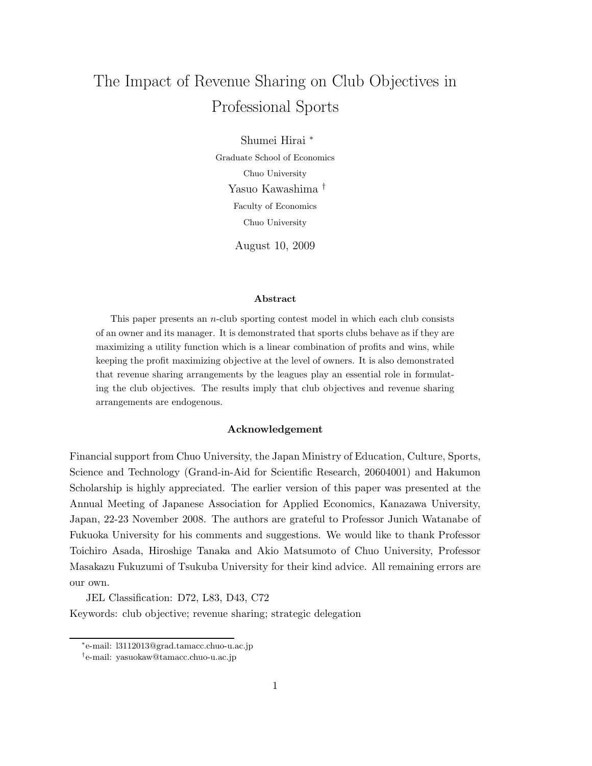# The Impact of Revenue Sharing on Club Objectives in Professional Sports

Shumei Hirai [*]

Graduate School of Economics

Chuo University

Yasuo Kawashima [†]

Faculty of Economics

Chuo University

August 10, 2009

### Abstract

This paper presents an $n$-club sporting contest model in which each club consists of an owner and its manager. It is demonstrated that sports clubs behave as if they are maximizing a utility function which is a linear combination of profits and wins, while keeping the profit maximizing objective at the level of owners. It is also demonstrated that revenue sharing arrangements by the leagues play an essential role in formulating the club objectives. The results imply that club objectives and revenue sharing arrangements are endogenous.

### Acknowledgement

Financial support from Chuo University, the Japan Ministry of Education, Culture, Sports, Science and Technology (Grand-in-Aid for Scientific Research, 20604001) and Hakumon Scholarship is highly appreciated. The earlier version of this paper was presented at the Annual Meeting of Japanese Association for Applied Economics, Kanazawa University, Japan, 22-23 November 2008. The authors are grateful to Professor Junich Watanabe of Fukuoka University for his comments and suggestions. We would like to thank Professor Toichiro Asada, Hiroshige Tanaka and Akio Matsumoto of Chuo University, Professor Masakazu Fukuzumi of Tsukuba University for their kind advice. All remaining errors are our own.

JEL Classification: D72, L83, D43, C72

Keywords: club objective; revenue sharing; strategic delegation

---

[*] e-mail: l3112013@grad.tamacc.chuo-u.ac.jp

[†] e-mail: yasuokaw@tamacc.chuo-u.ac.jp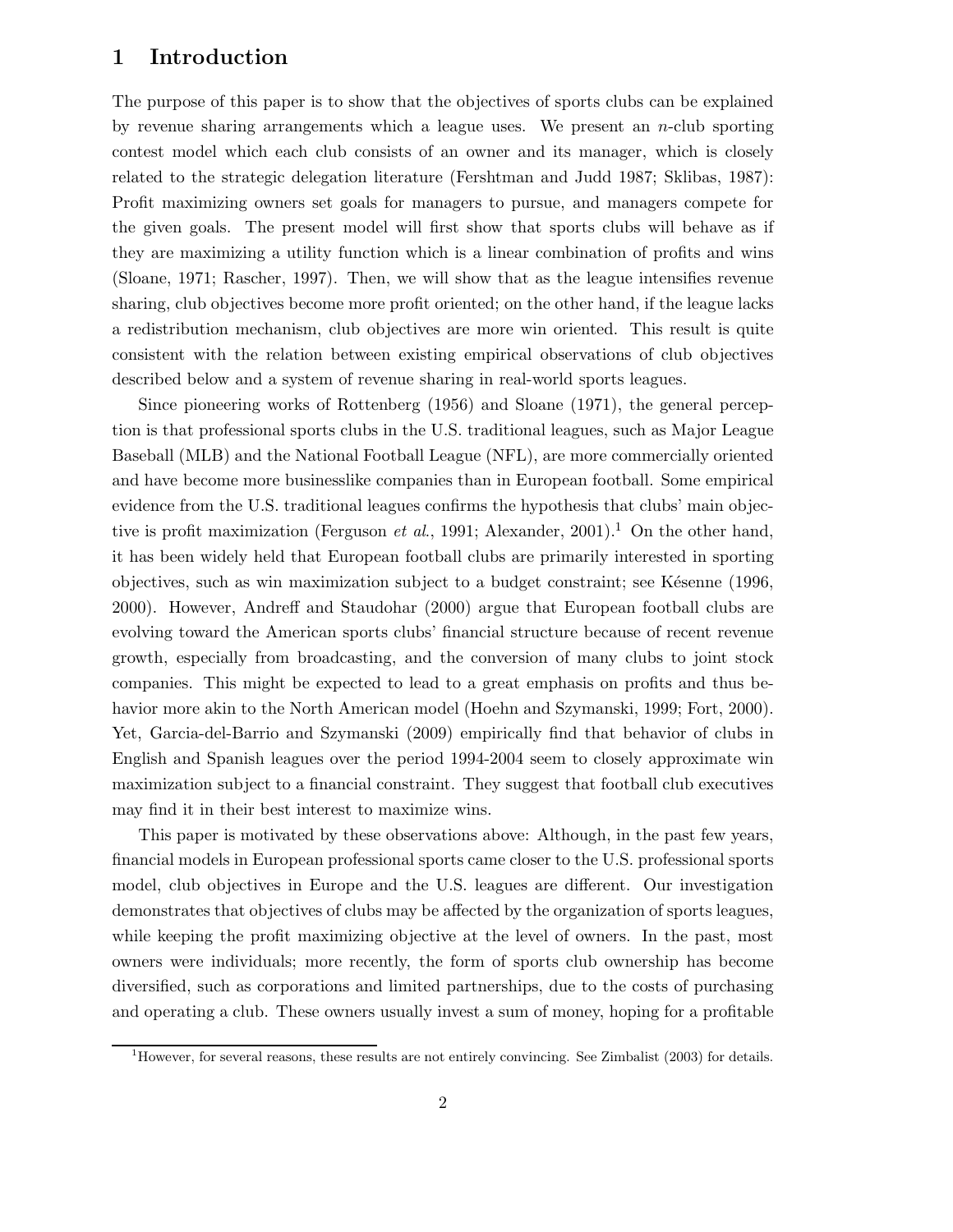# 1 Introduction

The purpose of this paper is to show that the objectives of sports clubs can be explained by revenue sharing arrangements which a league uses. We present an $n$-club sporting contest model which each club consists of an owner and its manager, which is closely related to the strategic delegation literature (Fershtman and Judd 1987; Sklibas, 1987): Profit maximizing owners set goals for managers to pursue, and managers compete for the given goals. The present model will first show that sports clubs will behave as if they are maximizing a utility function which is a linear combination of profits and wins (Sloane, 1971; Rascher, 1997). Then, we will show that as the league intensifies revenue sharing, club objectives become more profit oriented; on the other hand, if the league lacks a redistribution mechanism, club objectives are more win oriented. This result is quite consistent with the relation between existing empirical observations of club objectives described below and a system of revenue sharing in real-world sports leagues.

Since pioneering works of Rottenberg (1956) and Sloane (1971), the general perception is that professional sports clubs in the U.S. traditional leagues, such as Major League Baseball (MLB) and the National Football League (NFL), are more commercially oriented and have become more businesslike companies than in European football. Some empirical evidence from the U.S. traditional leagues confirms the hypothesis that clubs' main objective is profit maximization (Ferguson *et al.*, 1991; Alexander, 2001).[1] On the other hand, it has been widely held that European football clubs are primarily interested in sporting objectives, such as win maximization subject to a budget constraint; see Késenne (1996, 2000). However, Andreff and Staudohar (2000) argue that European football clubs are evolving toward the American sports clubs' financial structure because of recent revenue growth, especially from broadcasting, and the conversion of many clubs to joint stock companies. This might be expected to lead to a great emphasis on profits and thus behavior more akin to the North American model (Hoehn and Szymanski, 1999; Fort, 2000). Yet, Garcia-del-Barrio and Szymanski (2009) empirically find that behavior of clubs in English and Spanish leagues over the period 1994-2004 seem to closely approximate win maximization subject to a financial constraint. They suggest that football club executives may find it in their best interest to maximize wins.

This paper is motivated by these observations above: Although, in the past few years, financial models in European professional sports came closer to the U.S. professional sports model, club objectives in Europe and the U.S. leagues are different. Our investigation demonstrates that objectives of clubs may be affected by the organization of sports leagues, while keeping the profit maximizing objective at the level of owners. In the past, most owners were individuals; more recently, the form of sports club ownership has become diversified, such as corporations and limited partnerships, due to the costs of purchasing and operating a club. These owners usually invest a sum of money, hoping for a profitable

[1] However, for several reasons, these results are not entirely convincing. See Zimbalist (2003) for details.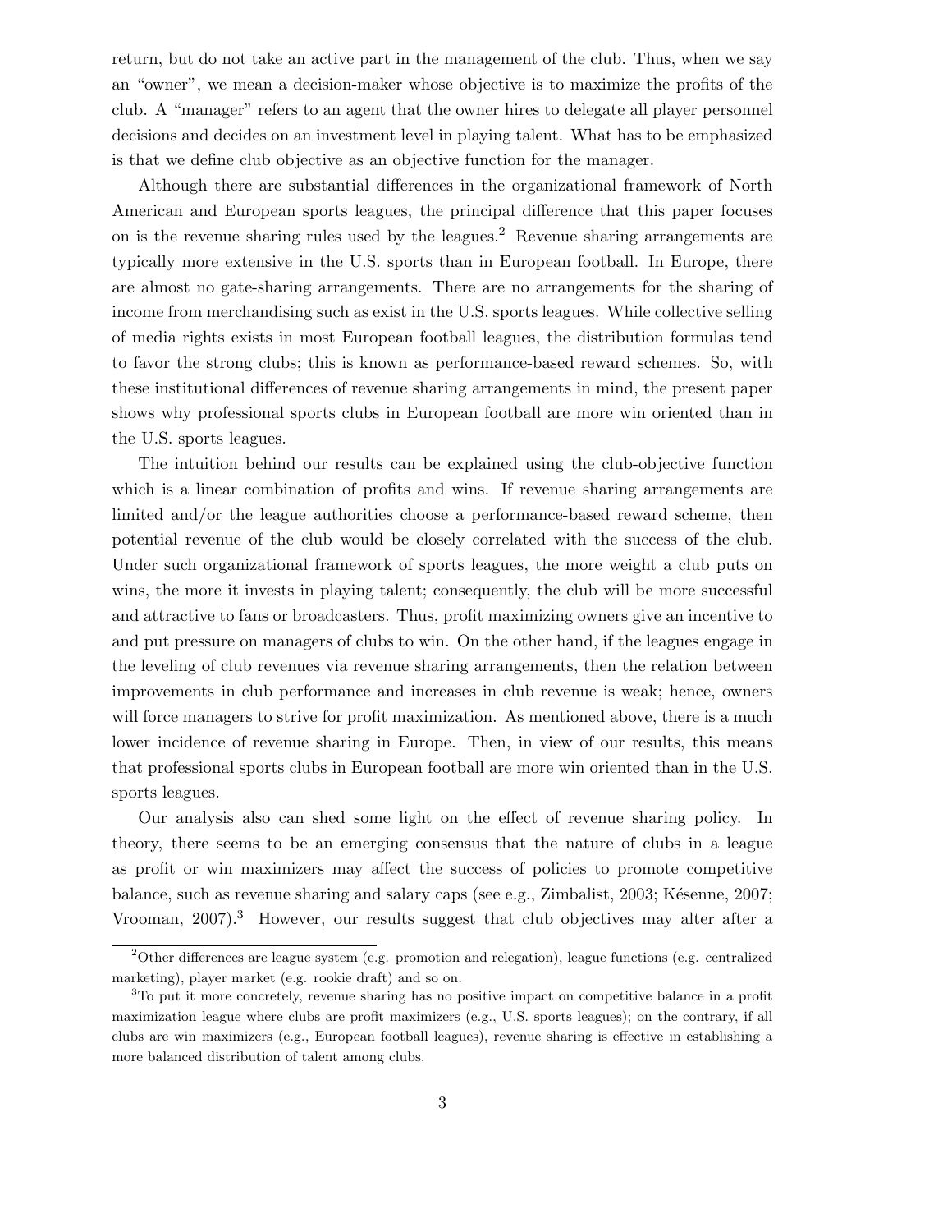return, but do not take an active part in the management of the club. Thus, when we say an "owner", we mean a decision-maker whose objective is to maximize the profits of the club. A "manager" refers to an agent that the owner hires to delegate all player personnel decisions and decides on an investment level in playing talent. What has to be emphasized is that we define club objective as an objective function for the manager.

Although there are substantial differences in the organizational framework of North American and European sports leagues, the principal difference that this paper focuses on is the revenue sharing rules used by the leagues.[2] Revenue sharing arrangements are typically more extensive in the U.S. sports than in European football. In Europe, there are almost no gate-sharing arrangements. There are no arrangements for the sharing of income from merchandising such as exist in the U.S. sports leagues. While collective selling of media rights exists in most European football leagues, the distribution formulas tend to favor the strong clubs; this is known as performance-based reward schemes. So, with these institutional differences of revenue sharing arrangements in mind, the present paper shows why professional sports clubs in European football are more win oriented than in the U.S. sports leagues.

The intuition behind our results can be explained using the club-objective function which is a linear combination of profits and wins. If revenue sharing arrangements are limited and/or the league authorities choose a performance-based reward scheme, then potential revenue of the club would be closely correlated with the success of the club. Under such organizational framework of sports leagues, the more weight a club puts on wins, the more it invests in playing talent; consequently, the club will be more successful and attractive to fans or broadcasters. Thus, profit maximizing owners give an incentive to and put pressure on managers of clubs to win. On the other hand, if the leagues engage in the leveling of club revenues via revenue sharing arrangements, then the relation between improvements in club performance and increases in club revenue is weak; hence, owners will force managers to strive for profit maximization. As mentioned above, there is a much lower incidence of revenue sharing in Europe. Then, in view of our results, this means that professional sports clubs in European football are more win oriented than in the U.S. sports leagues.

Our analysis also can shed some light on the effect of revenue sharing policy. In theory, there seems to be an emerging consensus that the nature of clubs in a league as profit or win maximizers may affect the success of policies to promote competitive balance, such as revenue sharing and salary caps (see e.g., Zimbalist, 2003; Késenne, 2007; Vrooman, 2007).[3] However, our results suggest that club objectives may alter after a

[2]Other differences are league system (e.g. promotion and relegation), league functions (e.g. centralized marketing), player market (e.g. rookie draft) and so on.

[3]To put it more concretely, revenue sharing has no positive impact on competitive balance in a profit maximization league where clubs are profit maximizers (e.g., U.S. sports leagues); on the contrary, if all clubs are win maximizers (e.g., European football leagues), revenue sharing is effective in establishing a more balanced distribution of talent among clubs.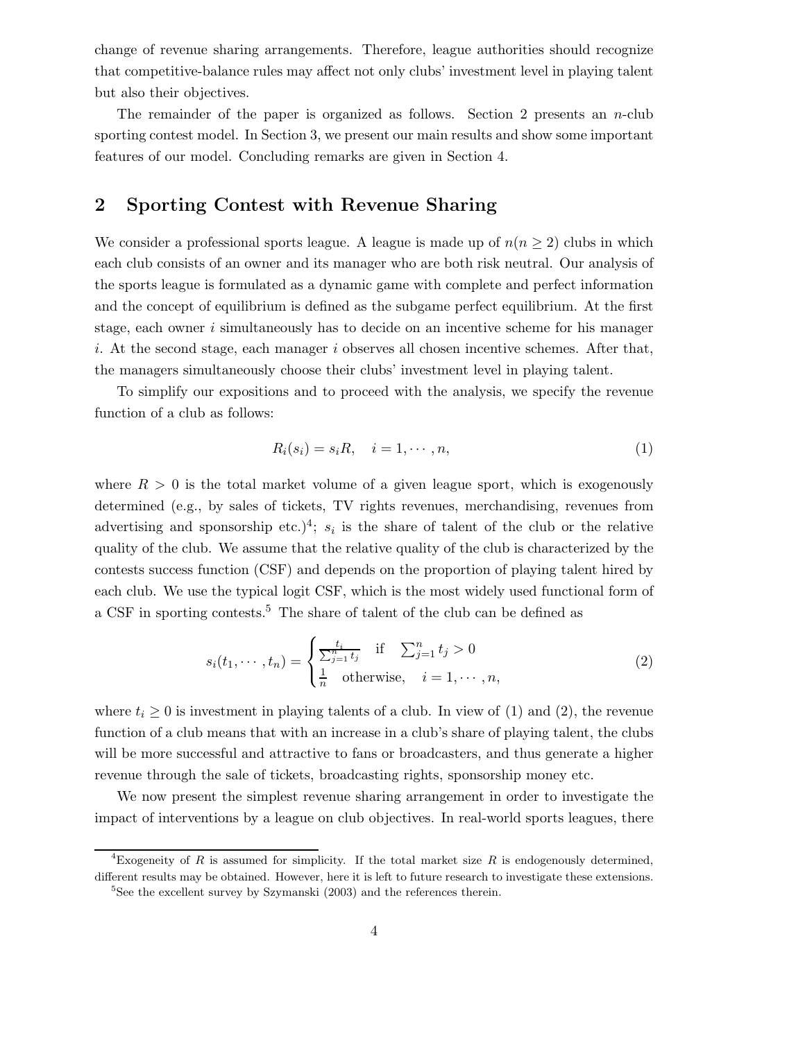change of revenue sharing arrangements. Therefore, league authorities should recognize that competitive-balance rules may affect not only clubs' investment level in playing talent but also their objectives.

The remainder of the paper is organized as follows. Section 2 presents an $n$-club sporting contest model. In Section 3, we present our main results and show some important features of our model. Concluding remarks are given in Section 4.

## 2 Sporting Contest with Revenue Sharing

We consider a professional sports league. A league is made up of $n (n \geq 2)$ clubs in which each club consists of an owner and its manager who are both risk neutral. Our analysis of the sports league is formulated as a dynamic game with complete and perfect information and the concept of equilibrium is defined as the subgame perfect equilibrium. At the first stage, each owner $i$ simultaneously has to decide on an incentive scheme for his manager $i$. At the second stage, each manager $i$ observes all chosen incentive schemes. After that, the managers simultaneously choose their clubs' investment level in playing talent.

To simplify our expositions and to proceed with the analysis, we specify the revenue function of a club as follows:

$$R_i(s_i) = s_i R, \quad i = 1, \cdots, n, \tag{1}$$

where $R > 0$ is the total market volume of a given league sport, which is exogenously determined (e.g., by sales of tickets, TV rights revenues, merchandising, revenues from advertising and sponsorship etc.)[4]; $s_i$ is the share of talent of the club or the relative quality of the club. We assume that the relative quality of the club is characterized by the contests success function (CSF) and depends on the proportion of playing talent hired by each club. We use the typical logit CSF, which is the most widely used functional form of a CSF in sporting contests.[5] The share of talent of the club can be defined as

$$s_i(t_1, \cdots, t_n) = \begin{cases} \frac{t_i}{\sum_{j=1}^{n} t_j} & \text{if} \quad \sum_{j=1}^{n} t_j > 0 \\ \frac{1}{n} & \text{otherwise}, \quad i = 1, \cdots, n, \end{cases} \tag{2}$$

where $t_i \geq 0$ is investment in playing talents of a club. In view of (1) and (2), the revenue function of a club means that with an increase in a club's share of playing talent, the clubs will be more successful and attractive to fans or broadcasters, and thus generate a higher revenue through the sale of tickets, broadcasting rights, sponsorship money etc.

We now present the simplest revenue sharing arrangement in order to investigate the impact of interventions by a league on club objectives. In real-world sports leagues, there

---

[4]Exogeneity of $R$ is assumed for simplicity. If the total market size $R$ is endogenously determined, different results may be obtained. However, here it is left to future research to investigate these extensions.

[5]See the excellent survey by Szymanski (2003) and the references therein.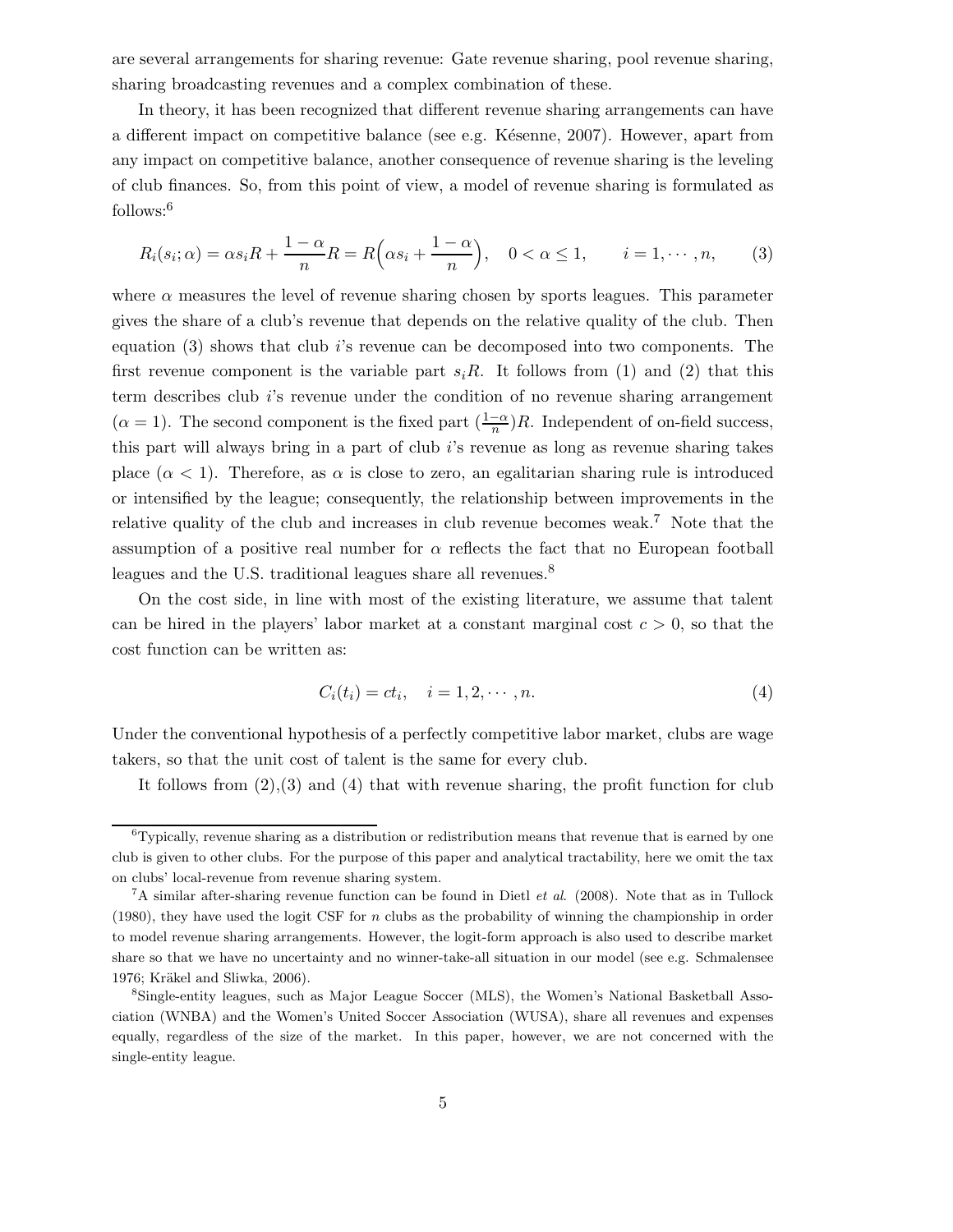are several arrangements for sharing revenue: Gate revenue sharing, pool revenue sharing, sharing broadcasting revenues and a complex combination of these.

In theory, it has been recognized that different revenue sharing arrangements can have a different impact on competitive balance (see e.g. Késenne, 2007). However, apart from any impact on competitive balance, another consequence of revenue sharing is the leveling of club finances. So, from this point of view, a model of revenue sharing is formulated as follows:[6]

$$R_i(s_i;\alpha) = \alpha s_i R + \frac{1-\alpha}{n}R = R\Big(\alpha s_i + \frac{1-\alpha}{n}\Big), \quad 0 < \alpha \leq 1, \qquad i = 1, \cdots, n, \tag{3}$$

where $\alpha$ measures the level of revenue sharing chosen by sports leagues. This parameter gives the share of a club's revenue that depends on the relative quality of the club. Then equation (3) shows that club $i$'s revenue can be decomposed into two components. The first revenue component is the variable part $s_i R$. It follows from (1) and (2) that this term describes club $i$'s revenue under the condition of no revenue sharing arrangement ($\alpha = 1$). The second component is the fixed part $(\frac{1-\alpha}{n})R$. Independent of on-field success, this part will always bring in a part of club $i$'s revenue as long as revenue sharing takes place ($\alpha < 1$). Therefore, as $\alpha$ is close to zero, an egalitarian sharing rule is introduced or intensified by the league; consequently, the relationship between improvements in the relative quality of the club and increases in club revenue becomes weak.[7] Note that the assumption of a positive real number for $\alpha$ reflects the fact that no European football leagues and the U.S. traditional leagues share all revenues.[8]

On the cost side, in line with most of the existing literature, we assume that talent can be hired in the players' labor market at a constant marginal cost $c > 0$, so that the cost function can be written as:

$$C_i(t_i) = ct_i, \quad i = 1, 2, \cdots, n. \tag{4}$$

Under the conventional hypothesis of a perfectly competitive labor market, clubs are wage takers, so that the unit cost of talent is the same for every club.

It follows from (2),(3) and (4) that with revenue sharing, the profit function for club

---

[6] Typically, revenue sharing as a distribution or redistribution means that revenue that is earned by one club is given to other clubs. For the purpose of this paper and analytical tractability, here we omit the tax on clubs' local-revenue from revenue sharing system.

[7] A similar after-sharing revenue function can be found in Dietl *et al.* (2008). Note that as in Tullock (1980), they have used the logit CSF for $n$ clubs as the probability of winning the championship in order to model revenue sharing arrangements. However, the logit-form approach is also used to describe market share so that we have no uncertainty and no winner-take-all situation in our model (see e.g. Schmalensee 1976; Kräkel and Sliwka, 2006).

[8] Single-entity leagues, such as Major League Soccer (MLS), the Women's National Basketball Association (WNBA) and the Women's United Soccer Association (WUSA), share all revenues and expenses equally, regardless of the size of the market. In this paper, however, we are not concerned with the single-entity league.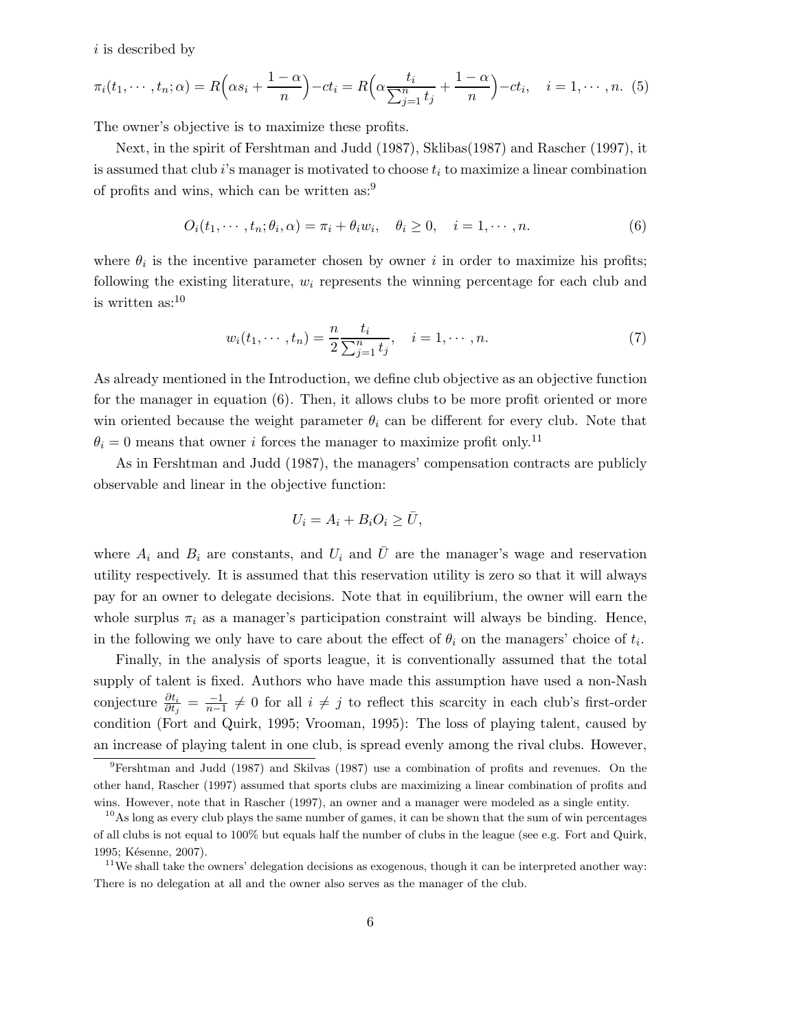$i$ is described by

$$\pi_i(t_1, \cdots, t_n; \alpha) = R\Big(\alpha s_i + \frac{1-\alpha}{n}\Big) - ct_i = R\Big(\alpha \frac{t_i}{\sum_{j=1}^{n} t_j} + \frac{1-\alpha}{n}\Big) - ct_i, \quad i = 1, \cdots, n. \quad (5)$$

The owner's objective is to maximize these profits.

Next, in the spirit of Fershtman and Judd (1987), Sklibas(1987) and Rascher (1997), it is assumed that club $i$'s manager is motivated to choose $t_i$ to maximize a linear combination of profits and wins, which can be written as:[9]

$$O_i(t_1, \cdots, t_n; \theta_i, \alpha) = \pi_i + \theta_i w_i, \quad \theta_i \geq 0, \quad i = 1, \cdots, n. \quad (6)$$

where $\theta_i$ is the incentive parameter chosen by owner $i$ in order to maximize his profits; following the existing literature, $w_i$ represents the winning percentage for each club and is written as:[10]

$$w_i(t_1, \cdots, t_n) = \frac{n}{2} \frac{t_i}{\sum_{j=1}^{n} t_j}, \quad i = 1, \cdots, n. \quad (7)$$

As already mentioned in the Introduction, we define club objective as an objective function for the manager in equation (6). Then, it allows clubs to be more profit oriented or more win oriented because the weight parameter $\theta_i$ can be different for every club. Note that $\theta_i = 0$ means that owner $i$ forces the manager to maximize profit only.[11]

As in Fershtman and Judd (1987), the managers' compensation contracts are publicly observable and linear in the objective function:

$$U_i = A_i + B_i O_i \geq \bar{U},$$

where $A_i$ and $B_i$ are constants, and $U_i$ and $\bar{U}$ are the manager's wage and reservation utility respectively. It is assumed that this reservation utility is zero so that it will always pay for an owner to delegate decisions. Note that in equilibrium, the owner will earn the whole surplus $\pi_i$ as a manager's participation constraint will always be binding. Hence, in the following we only have to care about the effect of $\theta_i$ on the managers' choice of $t_i$.

Finally, in the analysis of sports league, it is conventionally assumed that the total supply of talent is fixed. Authors who have made this assumption have used a non-Nash conjecture $\frac{\partial t_i}{\partial t_j} = \frac{-1}{n-1} \neq 0$ for all $i \neq j$ to reflect this scarcity in each club's first-order condition (Fort and Quirk, 1995; Vrooman, 1995): The loss of playing talent, caused by an increase of playing talent in one club, is spread evenly among the rival clubs. However,

---

[9] Fershtman and Judd (1987) and Skilvas (1987) use a combination of profits and revenues. On the other hand, Rascher (1997) assumed that sports clubs are maximizing a linear combination of profits and wins. However, note that in Rascher (1997), an owner and a manager were modeled as a single entity.

[10] As long as every club plays the same number of games, it can be shown that the sum of win percentages of all clubs is not equal to 100% but equals half the number of clubs in the league (see e.g. Fort and Quirk, 1995; Késenne, 2007).

[11] We shall take the owners' delegation decisions as exogenous, though it can be interpreted another way: There is no delegation at all and the owner also serves as the manager of the club.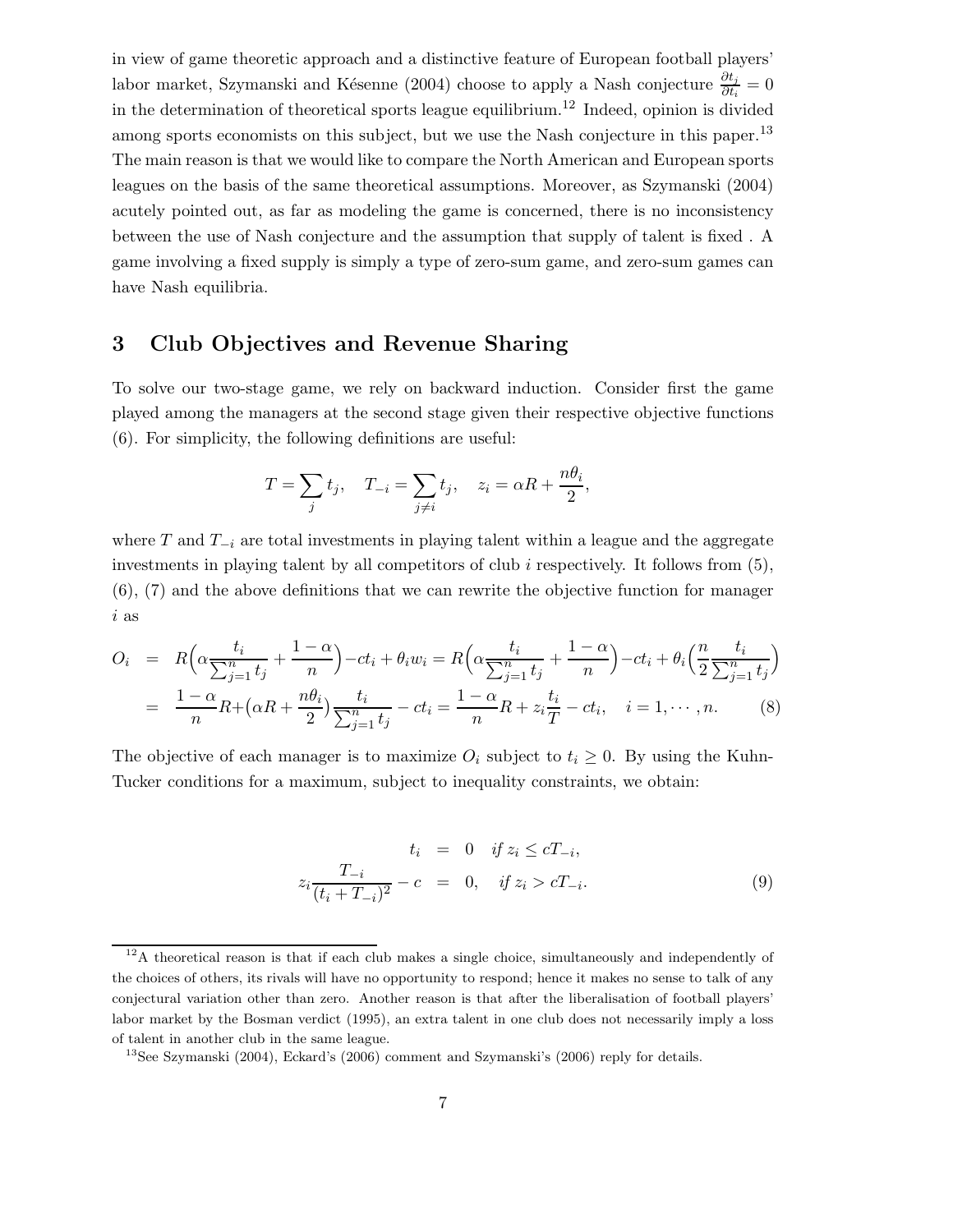in view of game theoretic approach and a distinctive feature of European football players' labor market, Szymanski and Késenne (2004) choose to apply a Nash conjecture $\frac{\partial t_j}{\partial t_i} = 0$ in the determination of theoretical sports league equilibrium.[12] Indeed, opinion is divided among sports economists on this subject, but we use the Nash conjecture in this paper.[13] The main reason is that we would like to compare the North American and European sports leagues on the basis of the same theoretical assumptions. Moreover, as Szymanski (2004) acutely pointed out, as far as modeling the game is concerned, there is no inconsistency between the use of Nash conjecture and the assumption that supply of talent is fixed . A game involving a fixed supply is simply a type of zero-sum game, and zero-sum games can have Nash equilibria.

# 3 Club Objectives and Revenue Sharing

To solve our two-stage game, we rely on backward induction. Consider first the game played among the managers at the second stage given their respective objective functions (6). For simplicity, the following definitions are useful:

$$T = \sum_j t_j, \quad T_{-i} = \sum_{j \neq i} t_j, \quad z_i = \alpha R + \frac{n\theta_i}{2},$$

where $T$ and $T_{-i}$ are total investments in playing talent within a league and the aggregate investments in playing talent by all competitors of club $i$ respectively. It follows from (5), (6), (7) and the above definitions that we can rewrite the objective function for manager $i$ as

$$\begin{aligned} O_i &= R\Big(\alpha \frac{t_i}{\sum_{j=1}^n t_j} + \frac{1-\alpha}{n}\Big) - ct_i + \theta_i w_i = R\Big(\alpha \frac{t_i}{\sum_{j=1}^n t_j} + \frac{1-\alpha}{n}\Big) - ct_i + \theta_i \Big(\frac{n}{2} \frac{t_i}{\sum_{j=1}^n t_j}\Big) \\ &= \frac{1-\alpha}{n} R + \big(\alpha R + \frac{n\theta_i}{2}\big) \frac{t_i}{\sum_{j=1}^n t_j} - ct_i = \frac{1-\alpha}{n} R + z_i \frac{t_i}{T} - ct_i, \quad i = 1, \cdots, n. \end{aligned} \tag{8}$$

The objective of each manager is to maximize $O_i$ subject to $t_i \geq 0$. By using the Kuhn-Tucker conditions for a maximum, subject to inequality constraints, we obtain:

$$\begin{aligned} t_i &= 0 \quad \textit{if } z_i \leq cT_{-i}, \\ z_i \frac{T_{-i}}{(t_i + T_{-i})^2} - c &= 0, \quad \textit{if } z_i > cT_{-i}. \end{aligned} \tag{9}$$

---

[12] A theoretical reason is that if each club makes a single choice, simultaneously and independently of the choices of others, its rivals will have no opportunity to respond; hence it makes no sense to talk of any conjectural variation other than zero. Another reason is that after the liberalisation of football players' labor market by the Bosman verdict (1995), an extra talent in one club does not necessarily imply a loss of talent in another club in the same league.

[13] See Szymanski (2004), Eckard's (2006) comment and Szymanski's (2006) reply for details.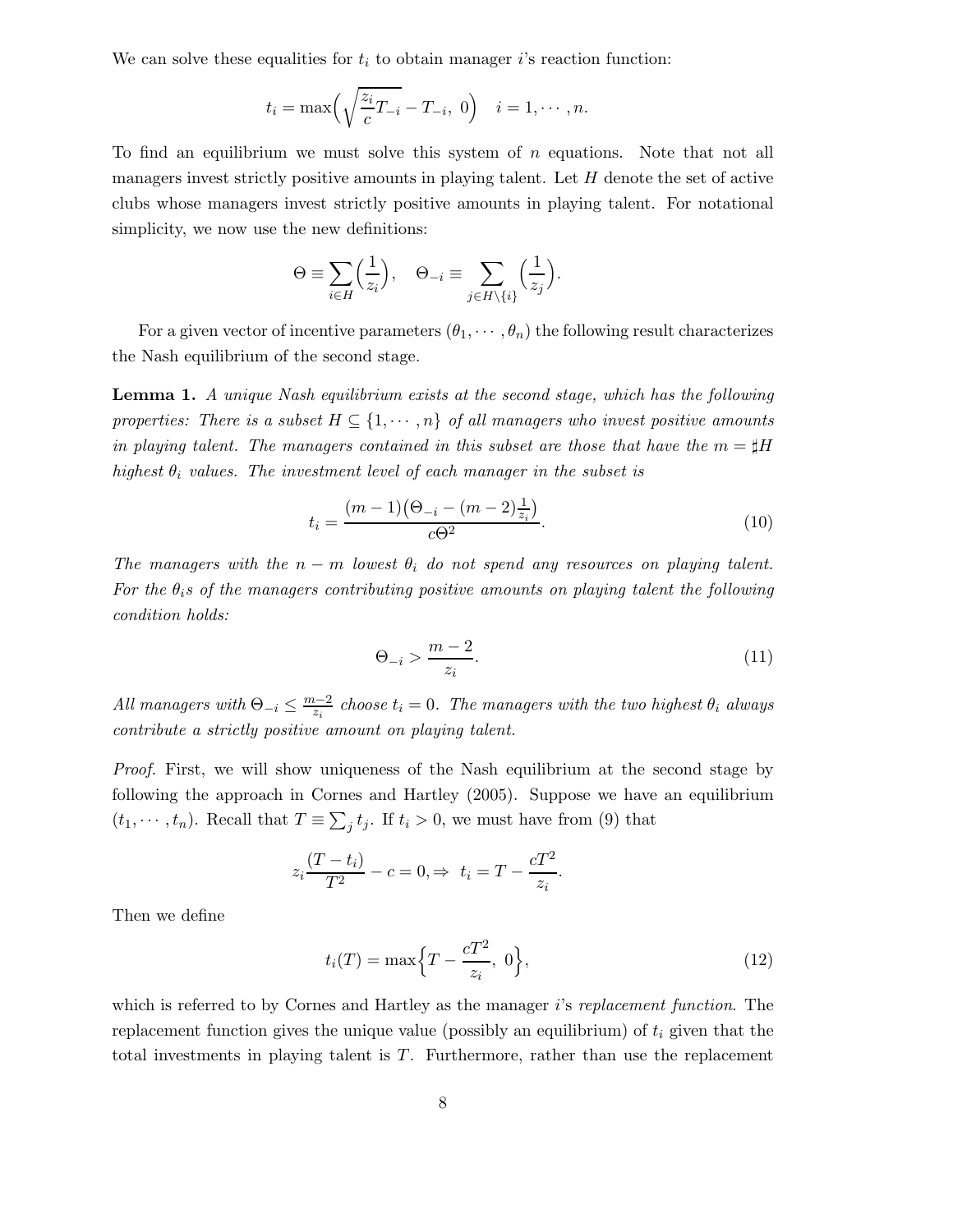We can solve these equalities for $t_i$ to obtain manager $i$'s reaction function:

$$t_i = \max\Big(\sqrt{\frac{z_i}{c}T_{-i}} - T_{-i},\ 0\Big) \quad i = 1, \cdots, n.$$

To find an equilibrium we must solve this system of $n$ equations. Note that not all managers invest strictly positive amounts in playing talent. Let $H$ denote the set of active clubs whose managers invest strictly positive amounts in playing talent. For notational simplicity, we now use the new definitions:

$$\Theta \equiv \sum_{i \in H} \Big(\frac{1}{z_i}\Big), \quad \Theta_{-i} \equiv \sum_{j \in H \setminus \{i\}} \Big(\frac{1}{z_j}\Big).$$

For a given vector of incentive parameters $(\theta_1, \cdots, \theta_n)$ the following result characterizes the Nash equilibrium of the second stage.

**Lemma 1.** *A unique Nash equilibrium exists at the second stage, which has the following properties: There is a subset $H \subseteq \{1, \cdots, n\}$ of all managers who invest positive amounts in playing talent. The managers contained in this subset are those that have the $m = \sharp H$ highest $\theta_i$ values. The investment level of each manager in the subset is*

$$t_i = \frac{(m-1)\big(\Theta_{-i} - (m-2)\frac{1}{z_i}\big)}{c\Theta^2}. \tag{10}$$

*The managers with the $n - m$ lowest $\theta_i$ do not spend any resources on playing talent. For the $\theta_i$s of the managers contributing positive amounts on playing talent the following condition holds:*

$$\Theta_{-i} > \frac{m-2}{z_i}. \tag{11}$$

*All managers with $\Theta_{-i} \leq \frac{m-2}{z_i}$ choose $t_i = 0$. The managers with the two highest $\theta_i$ always contribute a strictly positive amount on playing talent.*

*Proof.* First, we will show uniqueness of the Nash equilibrium at the second stage by following the approach in Cornes and Hartley (2005). Suppose we have an equilibrium $(t_1, \cdots, t_n)$. Recall that $T \equiv \sum_j t_j$. If $t_i > 0$, we must have from (9) that

$$z_i \frac{(T - t_i)}{T^2} - c = 0, \Rightarrow \ t_i = T - \frac{cT^2}{z_i}.$$

Then we define

$$t_i(T) = \max\Big\{T - \frac{cT^2}{z_i},\ 0\Big\}, \tag{12}$$

which is referred to by Cornes and Hartley as the manager $i$'s *replacement function*. The replacement function gives the unique value (possibly an equilibrium) of $t_i$ given that the total investments in playing talent is $T$. Furthermore, rather than use the replacement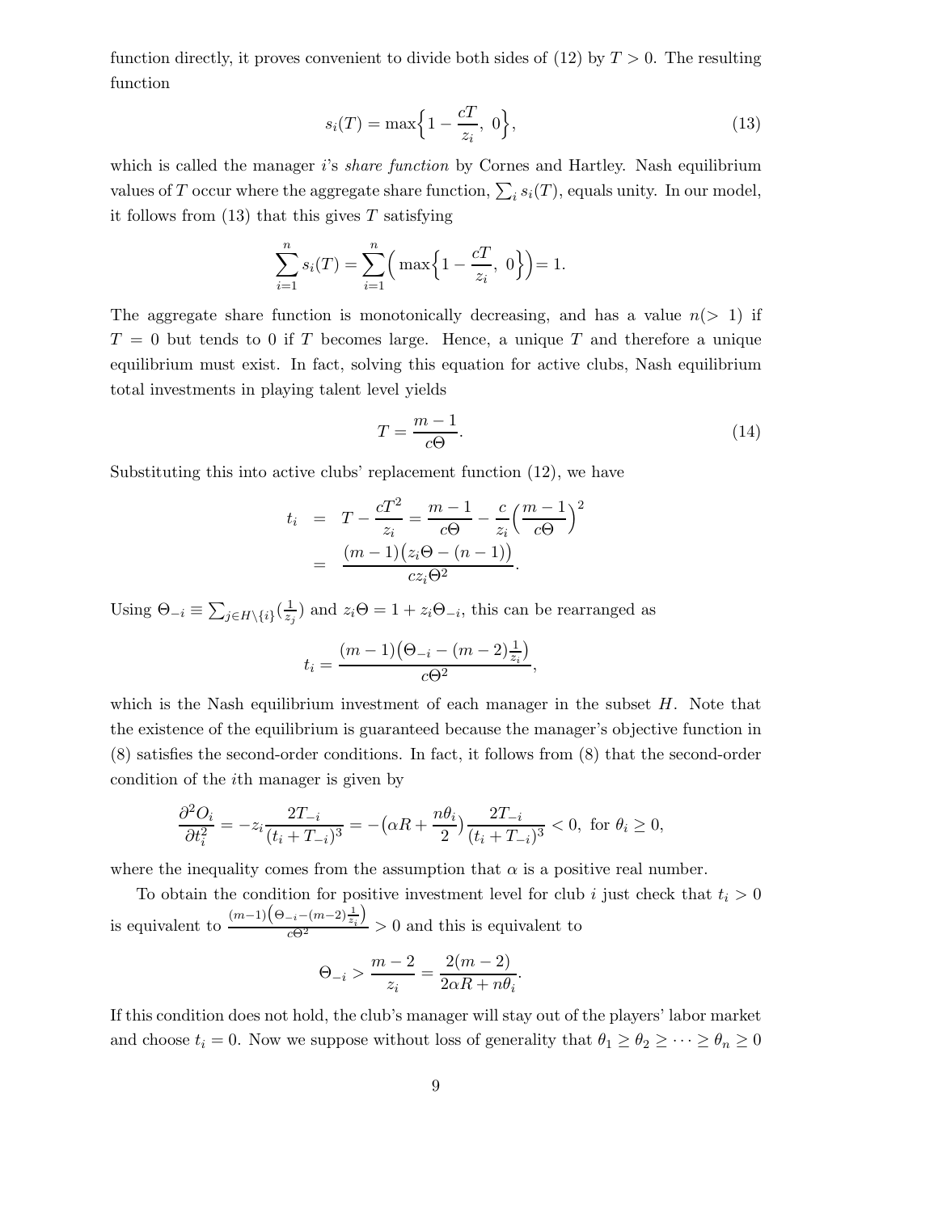function directly, it proves convenient to divide both sides of (12) by $T > 0$. The resulting function

$$s_i(T) = \max\Big\{1 - \frac{cT}{z_i},\ 0\Big\}, \tag{13}$$

which is called the manager $i$'s *share function* by Cornes and Hartley. Nash equilibrium values of $T$ occur where the aggregate share function, $\sum_i s_i(T)$, equals unity. In our model, it follows from (13) that this gives $T$ satisfying

$$\sum_{i=1}^{n} s_i(T) = \sum_{i=1}^{n}\Big(\max\Big\{1 - \frac{cT}{z_i},\ 0\Big\}\Big) = 1.$$

The aggregate share function is monotonically decreasing, and has a value $n(> 1)$ if $T = 0$ but tends to 0 if $T$ becomes large. Hence, a unique $T$ and therefore a unique equilibrium must exist. In fact, solving this equation for active clubs, Nash equilibrium total investments in playing talent level yields

$$T = \frac{m-1}{c\Theta}. \tag{14}$$

Substituting this into active clubs' replacement function (12), we have

$$\begin{aligned} t_i &= T - \frac{cT^2}{z_i} = \frac{m-1}{c\Theta} - \frac{c}{z_i}\Big(\frac{m-1}{c\Theta}\Big)^2 \\ &= \frac{(m-1)\big(z_i\Theta - (n-1)\big)}{cz_i\Theta^2}. \end{aligned}$$

Using $\Theta_{-i} \equiv \sum_{j\in H\setminus\{i\}}(\frac{1}{z_j})$ and $z_i\Theta = 1 + z_i\Theta_{-i}$, this can be rearranged as

$$t_i = \frac{(m-1)\big(\Theta_{-i} - (m-2)\frac{1}{z_i}\big)}{c\Theta^2},$$

which is the Nash equilibrium investment of each manager in the subset $H$. Note that the existence of the equilibrium is guaranteed because the manager's objective function in (8) satisfies the second-order conditions. In fact, it follows from (8) that the second-order condition of the $i$th manager is given by

$$\frac{\partial^2 O_i}{\partial t_i^2} = -z_i\frac{2T_{-i}}{(t_i + T_{-i})^3} = -\big(\alpha R + \frac{n\theta_i}{2}\big)\frac{2T_{-i}}{(t_i + T_{-i})^3} < 0, \text{ for } \theta_i \geq 0,$$

where the inequality comes from the assumption that $\alpha$ is a positive real number.

To obtain the condition for positive investment level for club $i$ just check that $t_i > 0$ is equivalent to $\frac{(m-1)\big(\Theta_{-i}-(m-2)\frac{1}{z_i}\big)}{c\Theta^2} > 0$ and this is equivalent to

$$\Theta_{-i} > \frac{m-2}{z_i} = \frac{2(m-2)}{2\alpha R + n\theta_i}.$$

If this condition does not hold, the club's manager will stay out of the players' labor market and choose $t_i = 0$. Now we suppose without loss of generality that $\theta_1 \geq \theta_2 \geq \cdots \geq \theta_n \geq 0$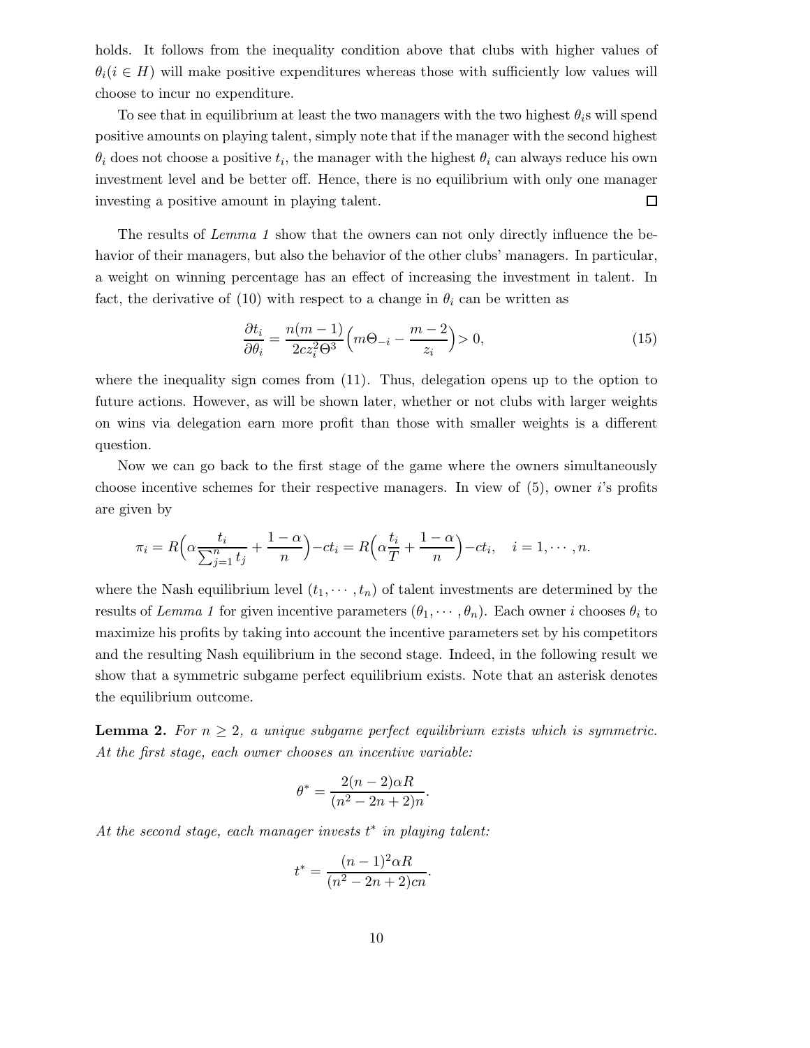holds. It follows from the inequality condition above that clubs with higher values of $\theta_i (i \in H)$ will make positive expenditures whereas those with sufficiently low values will choose to incur no expenditure.

To see that in equilibrium at least the two managers with the two highest $\theta_i$s will spend positive amounts on playing talent, simply note that if the manager with the second highest $\theta_i$ does not choose a positive $t_i$, the manager with the highest $\theta_i$ can always reduce his own investment level and be better off. Hence, there is no equilibrium with only one manager investing a positive amount in playing talent. □

The results of *Lemma 1* show that the owners can not only directly influence the behavior of their managers, but also the behavior of the other clubs' managers. In particular, a weight on winning percentage has an effect of increasing the investment in talent. In fact, the derivative of (10) with respect to a change in $\theta_i$ can be written as

$$\frac{\partial t_i}{\partial \theta_i} = \frac{n(m-1)}{2cz_i^2\Theta^3}\Big(m\Theta_{-i} - \frac{m-2}{z_i}\Big) > 0, \tag{15}$$

where the inequality sign comes from (11). Thus, delegation opens up to the option to future actions. However, as will be shown later, whether or not clubs with larger weights on wins via delegation earn more profit than those with smaller weights is a different question.

Now we can go back to the first stage of the game where the owners simultaneously choose incentive schemes for their respective managers. In view of (5), owner $i$'s profits are given by

$$\pi_i = R\Big(\alpha\frac{t_i}{\sum_{j=1}^{n} t_j} + \frac{1-\alpha}{n}\Big) - ct_i = R\Big(\alpha\frac{t_i}{T} + \frac{1-\alpha}{n}\Big) - ct_i, \quad i = 1, \cdots, n.$$

where the Nash equilibrium level $(t_1, \cdots, t_n)$ of talent investments are determined by the results of *Lemma 1* for given incentive parameters $(\theta_1, \cdots, \theta_n)$. Each owner $i$ chooses $\theta_i$ to maximize his profits by taking into account the incentive parameters set by his competitors and the resulting Nash equilibrium in the second stage. Indeed, in the following result we show that a symmetric subgame perfect equilibrium exists. Note that an asterisk denotes the equilibrium outcome.

**Lemma 2.** *For $n \geq 2$, a unique subgame perfect equilibrium exists which is symmetric. At the first stage, each owner chooses an incentive variable:*

$$\theta^* = \frac{2(n-2)\alpha R}{(n^2 - 2n + 2)n}.$$

*At the second stage, each manager invests $t^*$ in playing talent:*

$$t^* = \frac{(n-1)^2\alpha R}{(n^2 - 2n + 2)cn}.$$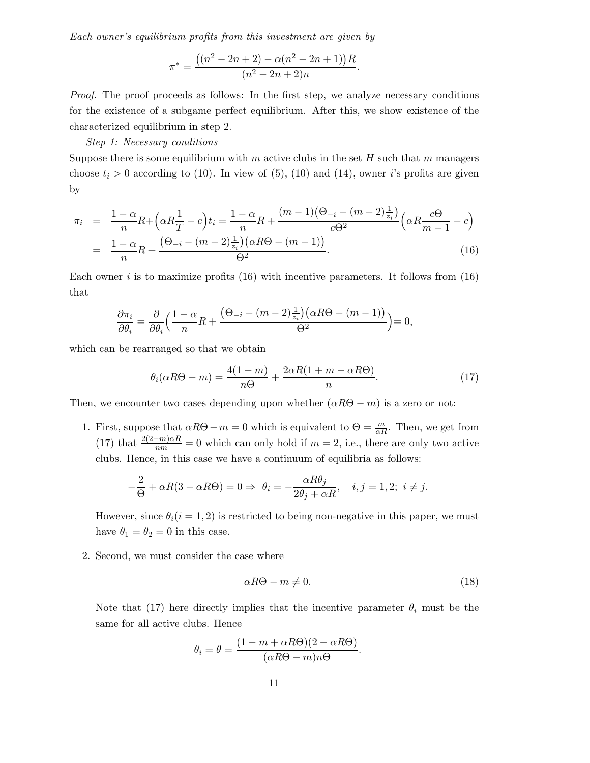*Each owner's equilibrium profits from this investment are given by*

$$\pi^* = \frac{\big((n^2-2n+2) - \alpha(n^2-2n+1)\big)R}{(n^2-2n+2)n}.$$

*Proof.* The proof proceeds as follows: In the first step, we analyze necessary conditions for the existence of a subgame perfect equilibrium. After this, we show existence of the characterized equilibrium in step 2.

*Step 1: Necessary conditions*

Suppose there is some equilibrium with $m$ active clubs in the set $H$ such that $m$ managers choose $t_i > 0$ according to (10). In view of (5), (10) and (14), owner $i$'s profits are given by

$$\begin{aligned}
\pi_i &= \frac{1-\alpha}{n}R + \Big(\alpha R\frac{1}{T} - c\Big)t_i = \frac{1-\alpha}{n}R + \frac{(m-1)\big(\Theta_{-i} - (m-2)\frac{1}{z_i}\big)}{c\Theta^2}\Big(\alpha R\frac{c\Theta}{m-1} - c\Big) \\
&= \frac{1-\alpha}{n}R + \frac{\big(\Theta_{-i} - (m-2)\frac{1}{z_i}\big)\big(\alpha R\Theta - (m-1)\big)}{\Theta^2}. \qquad (16)
\end{aligned}$$

Each owner $i$ is to maximize profits (16) with incentive parameters. It follows from (16) that

$$\frac{\partial \pi_i}{\partial \theta_i} = \frac{\partial}{\partial \theta_i}\Big(\frac{1-\alpha}{n}R + \frac{\big(\Theta_{-i} - (m-2)\frac{1}{z_i}\big)\big(\alpha R\Theta - (m-1)\big)}{\Theta^2}\Big) = 0,$$

which can be rearranged so that we obtain

$$\theta_i(\alpha R\Theta - m) = \frac{4(1-m)}{n\Theta} + \frac{2\alpha R(1+m-\alpha R\Theta)}{n}. \qquad (17)$$

Then, we encounter two cases depending upon whether $(\alpha R\Theta - m)$ is a zero or not:

1. First, suppose that $\alpha R\Theta - m = 0$ which is equivalent to $\Theta = \frac{m}{\alpha R}$. Then, we get from (17) that $\frac{2(2-m)\alpha R}{nm} = 0$ which can only hold if $m = 2$, i.e., there are only two active clubs. Hence, in this case we have a continuum of equilibria as follows:

$$-\frac{2}{\Theta} + \alpha R(3 - \alpha R\Theta) = 0 \Rightarrow \theta_i = -\frac{\alpha R\theta_j}{2\theta_j + \alpha R}, \quad i,j = 1,2;\ i \neq j.$$

   However, since $\theta_i (i = 1,2)$ is restricted to being non-negative in this paper, we must have $\theta_1 = \theta_2 = 0$ in this case.

2. Second, we must consider the case where

$$\alpha R\Theta - m \neq 0. \qquad (18)$$

   Note that (17) here directly implies that the incentive parameter $\theta_i$ must be the same for all active clubs. Hence

$$\theta_i = \theta = \frac{(1-m+\alpha R\Theta)(2-\alpha R\Theta)}{(\alpha R\Theta - m)n\Theta}.$$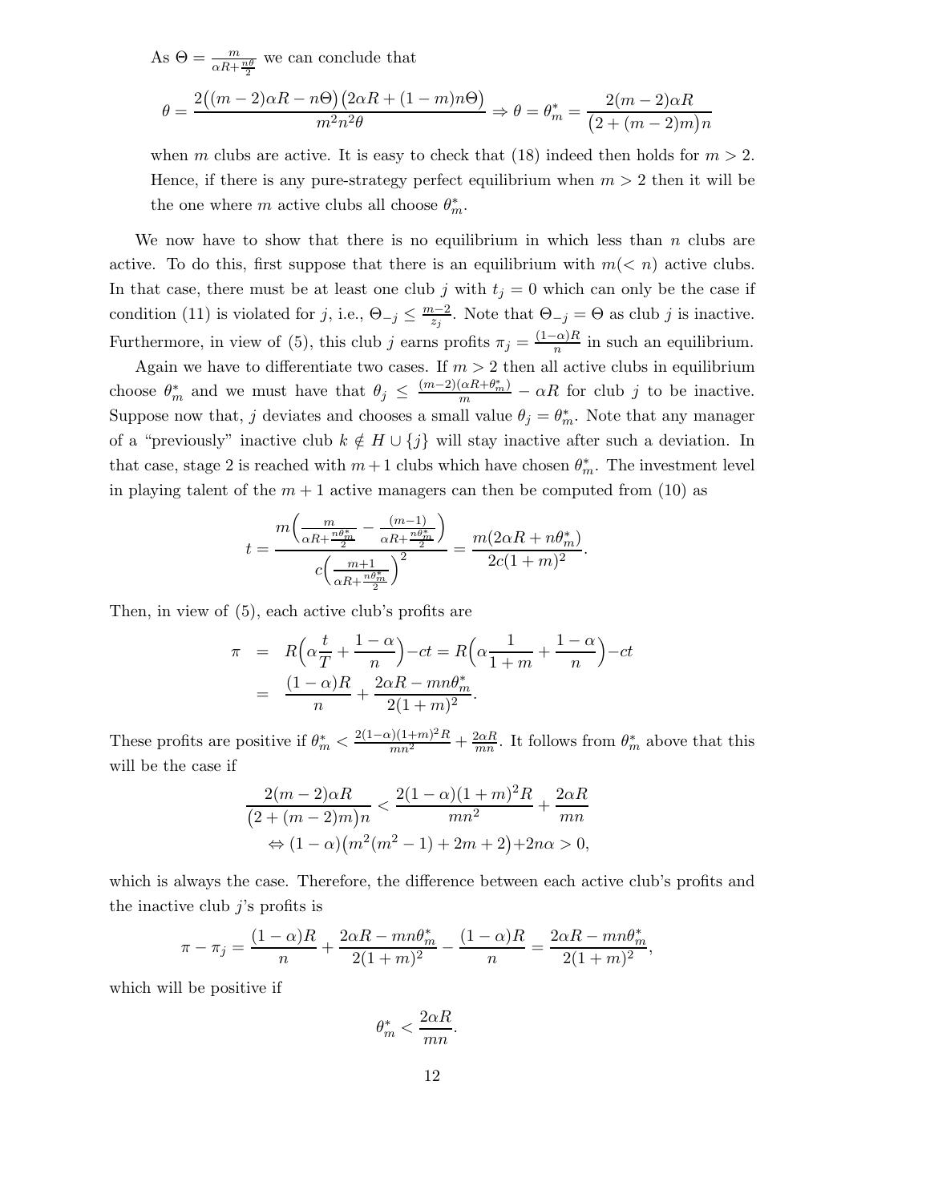As $\Theta = \frac{m}{\alpha R + \frac{n\theta}{2}}$ we can conclude that

$$\theta = \frac{2\big((m-2)\alpha R - n\Theta\big)\big(2\alpha R + (1-m)n\Theta\big)}{m^2 n^2 \theta} \Rightarrow \theta = \theta_m^* = \frac{2(m-2)\alpha R}{\big(2+(m-2)m\big)n}$$

when $m$ clubs are active. It is easy to check that (18) indeed then holds for $m > 2$. Hence, if there is any pure-strategy perfect equilibrium when $m > 2$ then it will be the one where $m$ active clubs all choose $\theta_m^*$.

We now have to show that there is no equilibrium in which less than $n$ clubs are active. To do this, first suppose that there is an equilibrium with $m(< n)$ active clubs. In that case, there must be at least one club $j$ with $t_j = 0$ which can only be the case if condition (11) is violated for $j$, i.e., $\Theta_{-j} \leq \frac{m-2}{z_j}$. Note that $\Theta_{-j} = \Theta$ as club $j$ is inactive. Furthermore, in view of (5), this club $j$ earns profits $\pi_j = \frac{(1-\alpha)R}{n}$ in such an equilibrium.

Again we have to differentiate two cases. If $m > 2$ then all active clubs in equilibrium choose $\theta_m^*$ and we must have that $\theta_j \leq \frac{(m-2)(\alpha R + \theta_m^*)}{m} - \alpha R$ for club $j$ to be inactive. Suppose now that, $j$ deviates and chooses a small value $\theta_j = \theta_m^*$. Note that any manager of a "previously" inactive club $k \notin H \cup \{j\}$ will stay inactive after such a deviation. In that case, stage 2 is reached with $m+1$ clubs which have chosen $\theta_m^*$. The investment level in playing talent of the $m+1$ active managers can then be computed from (10) as

$$t = \frac{m\Big(\frac{m}{\alpha R + \frac{n\theta_m^*}{2}} - \frac{(m-1)}{\alpha R + \frac{n\theta_m^*}{2}}\Big)}{c\Big(\frac{m+1}{\alpha R + \frac{n\theta_m^*}{2}}\Big)^2} = \frac{m(2\alpha R + n\theta_m^*)}{2c(1+m)^2}.$$

Then, in view of (5), each active club's profits are

$$\begin{aligned}
\pi &= R\Big(\alpha \frac{t}{T} + \frac{1-\alpha}{n}\Big) - ct = R\Big(\alpha \frac{1}{1+m} + \frac{1-\alpha}{n}\Big) - ct \\
&= \frac{(1-\alpha)R}{n} + \frac{2\alpha R - mn\theta_m^*}{2(1+m)^2}.
\end{aligned}$$

These profits are positive if $\theta_m^* < \frac{2(1-\alpha)(1+m)^2 R}{mn^2} + \frac{2\alpha R}{mn}$. It follows from $\theta_m^*$ above that this will be the case if

$$\begin{gathered}
\frac{2(m-2)\alpha R}{\big(2+(m-2)m\big)n} < \frac{2(1-\alpha)(1+m)^2 R}{mn^2} + \frac{2\alpha R}{mn} \\
\Leftrightarrow (1-\alpha)\big(m^2(m^2-1) + 2m + 2\big) + 2n\alpha > 0,
\end{gathered}$$

which is always the case. Therefore, the difference between each active club's profits and the inactive club $j$'s profits is

$$\pi - \pi_j = \frac{(1-\alpha)R}{n} + \frac{2\alpha R - mn\theta_m^*}{2(1+m)^2} - \frac{(1-\alpha)R}{n} = \frac{2\alpha R - mn\theta_m^*}{2(1+m)^2},$$

which will be positive if

$$\theta_m^* < \frac{2\alpha R}{mn}.$$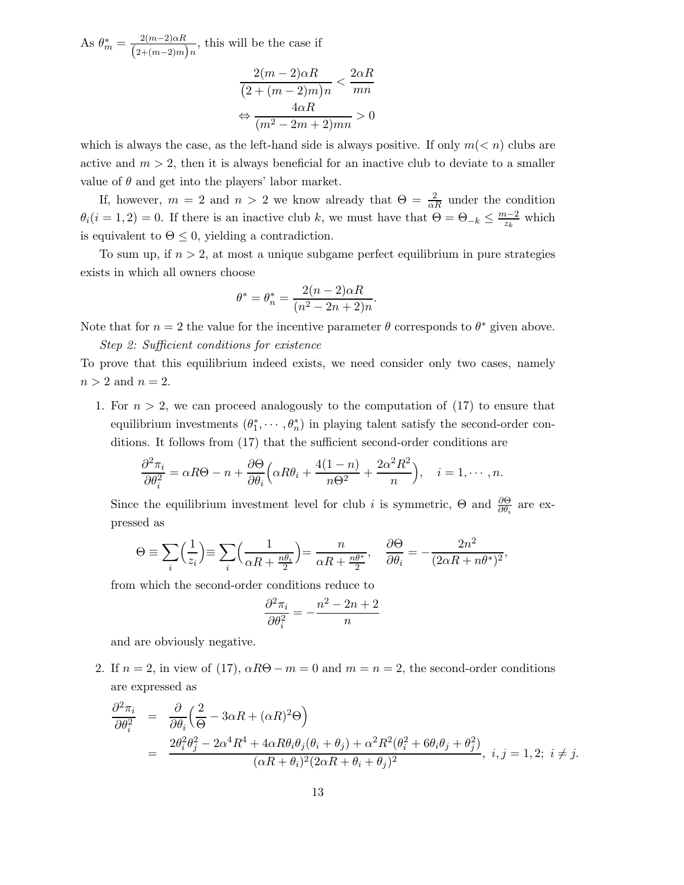As $\theta_m^* = \frac{2(m-2)\alpha R}{\big(2+(m-2)m\big)n}$, this will be the case if

$$\frac{2(m-2)\alpha R}{\big(2+(m-2)m\big)n} < \frac{2\alpha R}{mn}$$
$$\Leftrightarrow \frac{4\alpha R}{(m^2-2m+2)mn} > 0$$

which is always the case, as the left-hand side is always positive. If only $m(<n)$ clubs are active and $m > 2$, then it is always beneficial for an inactive club to deviate to a smaller value of $\theta$ and get into the players' labor market.

If, however, $m = 2$ and $n > 2$ we know already that $\Theta = \frac{2}{\alpha R}$ under the condition $\theta_i(i = 1, 2) = 0$. If there is an inactive club $k$, we must have that $\Theta = \Theta_{-k} \leq \frac{m-2}{z_k}$ which is equivalent to $\Theta \leq 0$, yielding a contradiction.

To sum up, if $n > 2$, at most a unique subgame perfect equilibrium in pure strategies exists in which all owners choose

$$\theta^* = \theta_n^* = \frac{2(n-2)\alpha R}{(n^2-2n+2)n}.$$

Note that for $n = 2$ the value for the incentive parameter $\theta$ corresponds to $\theta^*$ given above.

*Step 2: Sufficient conditions for existence*

To prove that this equilibrium indeed exists, we need consider only two cases, namely $n > 2$ and $n = 2$.

1. For $n > 2$, we can proceed analogously to the computation of (17) to ensure that equilibrium investments $(\theta_1^*, \cdots, \theta_n^*)$ in playing talent satisfy the second-order conditions. It follows from (17) that the sufficient second-order conditions are

$$\frac{\partial^2 \pi_i}{\partial \theta_i^2} = \alpha R \Theta - n + \frac{\partial \Theta}{\partial \theta_i}\Big(\alpha R \theta_i + \frac{4(1-n)}{n\Theta^2} + \frac{2\alpha^2 R^2}{n}\Big), \quad i = 1, \cdots, n.$$

   Since the equilibrium investment level for club $i$ is symmetric, $\Theta$ and $\frac{\partial \Theta}{\partial \theta_i}$ are expressed as

$$\Theta \equiv \sum_i \Big(\frac{1}{z_i}\Big) \equiv \sum_i \Big(\frac{1}{\alpha R + \frac{n\theta_i}{2}}\Big) = \frac{n}{\alpha R + \frac{n\theta^*}{2}}, \quad \frac{\partial \Theta}{\partial \theta_i} = -\frac{2n^2}{(2\alpha R + n\theta^*)^2},$$

   from which the second-order conditions reduce to

$$\frac{\partial^2 \pi_i}{\partial \theta_i^2} = -\frac{n^2-2n+2}{n}$$

   and are obviously negative.

2. If $n = 2$, in view of (17), $\alpha R \Theta - m = 0$ and $m = n = 2$, the second-order conditions are expressed as

$$\begin{aligned}
\frac{\partial^2 \pi_i}{\partial \theta_i^2} &= \frac{\partial}{\partial \theta_i}\Big(\frac{2}{\Theta} - 3\alpha R + (\alpha R)^2 \Theta\Big) \\
&= \frac{2\theta_i^2\theta_j^2 - 2\alpha^4 R^4 + 4\alpha R \theta_i \theta_j(\theta_i + \theta_j) + \alpha^2 R^2(\theta_i^2 + 6\theta_i\theta_j + \theta_j^2)}{(\alpha R + \theta_i)^2(2\alpha R + \theta_i + \theta_j)^2}, \ i, j = 1, 2; \ i \neq j.
\end{aligned}$$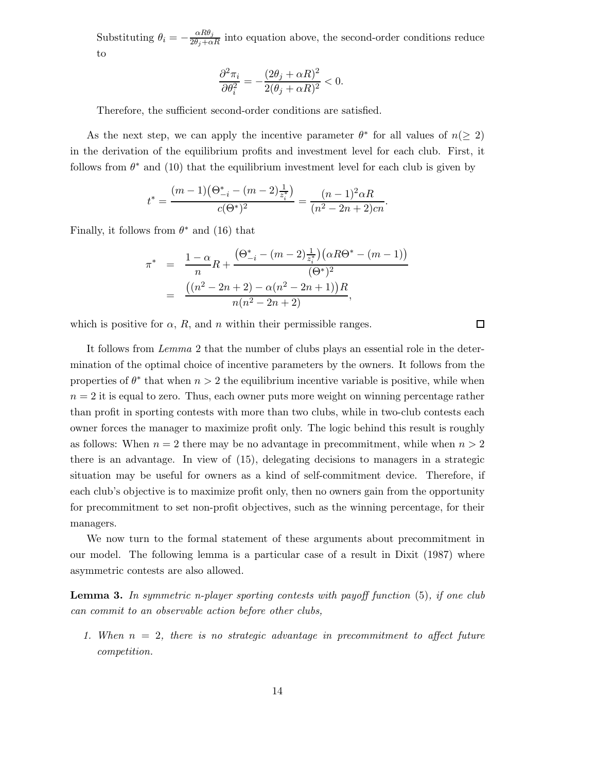Substituting $\theta_i = -\frac{\alpha R \theta_j}{2\theta_j + \alpha R}$ into equation above, the second-order conditions reduce to

$$\frac{\partial^2 \pi_i}{\partial \theta_i^2} = -\frac{(2\theta_j + \alpha R)^2}{2(\theta_j + \alpha R)^2} < 0.$$

Therefore, the sufficient second-order conditions are satisfied.

As the next step, we can apply the incentive parameter $\theta^*$ for all values of $n (\geq 2)$ in the derivation of the equilibrium profits and investment level for each club. First, it follows from $\theta^*$ and (10) that the equilibrium investment level for each club is given by

$$t^* = \frac{(m-1)\big(\Theta^*_{-i} - (m-2)\frac{1}{z_i^*}\big)}{c(\Theta^*)^2} = \frac{(n-1)^2 \alpha R}{(n^2 - 2n + 2)cn}.$$

Finally, it follows from $\theta^*$ and (16) that

$$\begin{aligned}
\pi^* &= \frac{1-\alpha}{n} R + \frac{\big(\Theta^*_{-i} - (m-2)\frac{1}{z_i^*}\big)\big(\alpha R \Theta^* - (m-1)\big)}{(\Theta^*)^2} \\
&= \frac{\big((n^2 - 2n + 2) - \alpha(n^2 - 2n + 1)\big)R}{n(n^2 - 2n + 2)},
\end{aligned}$$

which is positive for $\alpha$, $R$, and $n$ within their permissible ranges. □

It follows from *Lemma* 2 that the number of clubs plays an essential role in the determination of the optimal choice of incentive parameters by the owners. It follows from the properties of $\theta^*$ that when $n > 2$ the equilibrium incentive variable is positive, while when $n = 2$ it is equal to zero. Thus, each owner puts more weight on winning percentage rather than profit in sporting contests with more than two clubs, while in two-club contests each owner forces the manager to maximize profit only. The logic behind this result is roughly as follows: When $n = 2$ there may be no advantage in precommitment, while when $n > 2$ there is an advantage. In view of (15), delegating decisions to managers in a strategic situation may be useful for owners as a kind of self-commitment device. Therefore, if each club's objective is to maximize profit only, then no owners gain from the opportunity for precommitment to set non-profit objectives, such as the winning percentage, for their managers.

We now turn to the formal statement of these arguments about precommitment in our model. The following lemma is a particular case of a result in Dixit (1987) where asymmetric contests are also allowed.

**Lemma 3.** *In symmetric n-player sporting contests with payoff function* (5)*, if one club can commit to an observable action before other clubs,*

1. *When $n = 2$, there is no strategic advantage in precommitment to affect future competition.*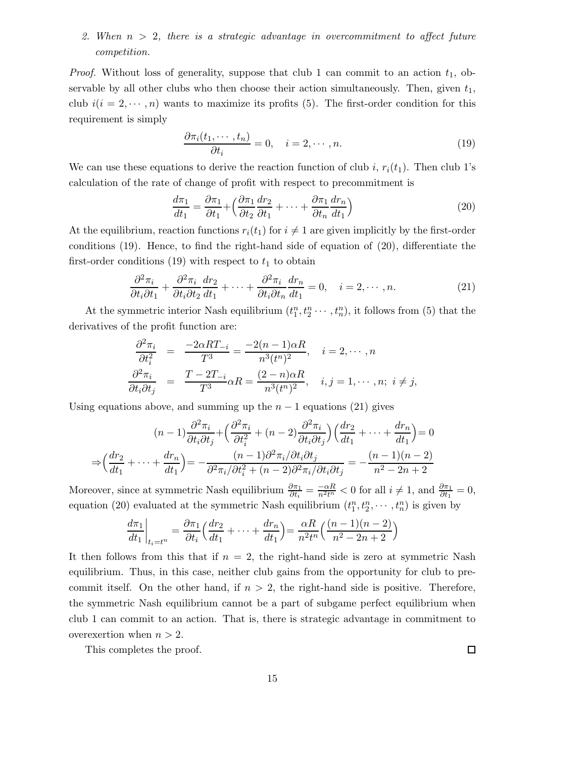2. *When $n > 2$, there is a strategic advantage in overcommitment to affect future competition.*

*Proof.* Without loss of generality, suppose that club 1 can commit to an action $t_1$, observable by all other clubs who then choose their action simultaneously. Then, given $t_1$, club $i (i = 2, \cdots, n)$ wants to maximize its profits (5). The first-order condition for this requirement is simply

$$\frac{\partial \pi_i(t_1, \cdots, t_n)}{\partial t_i} = 0, \quad i = 2, \cdots, n. \tag{19}$$

We can use these equations to derive the reaction function of club $i$, $r_i(t_1)$. Then club 1's calculation of the rate of change of profit with respect to precommitment is

$$\frac{d\pi_1}{dt_1} = \frac{\partial \pi_1}{\partial t_1} + \Big(\frac{\partial \pi_1}{\partial t_2}\frac{dr_2}{\partial t_1} + \cdots + \frac{\partial \pi_1}{\partial t_n}\frac{dr_n}{dt_1}\Big) \tag{20}$$

At the equilibrium, reaction functions $r_i(t_1)$ for $i \neq 1$ are given implicitly by the first-order conditions (19). Hence, to find the right-hand side of equation of (20), differentiate the first-order conditions (19) with respect to $t_1$ to obtain

$$\frac{\partial^2 \pi_i}{\partial t_i \partial t_1} + \frac{\partial^2 \pi_i}{\partial t_i \partial t_2}\frac{dr_2}{dt_1} + \cdots + \frac{\partial^2 \pi_i}{\partial t_i \partial t_n}\frac{dr_n}{dt_1} = 0, \quad i = 2, \cdots, n. \tag{21}$$

At the symmetric interior Nash equilibrium $(t_1^n, t_2^n \cdots, t_n^n)$, it follows from (5) that the derivatives of the profit function are:

$$\begin{aligned}
\frac{\partial^2 \pi_i}{\partial t_i^2} &= \frac{-2\alpha R T_{-i}}{T^3} = \frac{-2(n-1)\alpha R}{n^3 (t^n)^2}, \quad i = 2, \cdots, n \\
\frac{\partial^2 \pi_i}{\partial t_i \partial t_j} &= \frac{T - 2T_{-i}}{T^3}\alpha R = \frac{(2-n)\alpha R}{n^3 (t^n)^2}, \quad i, j = 1, \cdots, n;\ i \neq j,
\end{aligned}$$

Using equations above, and summing up the $n-1$ equations (21) gives

$$\begin{aligned}
&(n-1)\frac{\partial^2 \pi_i}{\partial t_i \partial t_j} + \Big(\frac{\partial^2 \pi_i}{\partial t_i^2} + (n-2)\frac{\partial^2 \pi_i}{\partial t_i \partial t_j}\Big)\Big(\frac{dr_2}{dt_1} + \cdots + \frac{dr_n}{dt_1}\Big) = 0 \\
\Rightarrow &\Big(\frac{dr_2}{dt_1} + \cdots + \frac{dr_n}{dt_1}\Big) = -\frac{(n-1)\partial^2 \pi_i / \partial t_i \partial t_j}{\partial^2 \pi_i / \partial t_i^2 + (n-2)\partial^2 \pi_i / \partial t_i \partial t_j} = -\frac{(n-1)(n-2)}{n^2 - 2n + 2}
\end{aligned}$$

Moreover, since at symmetric Nash equilibrium $\frac{\partial \pi_1}{\partial t_i} = \frac{-\alpha R}{n^2 t^n} < 0$ for all $i \neq 1$, and $\frac{\partial \pi_1}{\partial t_1} = 0$, equation (20) evaluated at the symmetric Nash equilibrium $(t_1^n, t_2^n, \cdots, t_n^n)$ is given by

$$\frac{d\pi_1}{dt_1}\Big|_{t_i = t^n} = \frac{\partial \pi_1}{\partial t_i}\Big(\frac{dr_2}{dt_1} + \cdots + \frac{dr_n}{dt_1}\Big) = \frac{\alpha R}{n^2 t^n}\Big(\frac{(n-1)(n-2)}{n^2 - 2n + 2}\Big)$$

It then follows from this that if $n = 2$, the right-hand side is zero at symmetric Nash equilibrium. Thus, in this case, neither club gains from the opportunity for club to precommit itself. On the other hand, if $n > 2$, the right-hand side is positive. Therefore, the symmetric Nash equilibrium cannot be a part of subgame perfect equilibrium when club 1 can commit to an action. That is, there is strategic advantage in commitment to overexertion when $n > 2$.

This completes the proof. □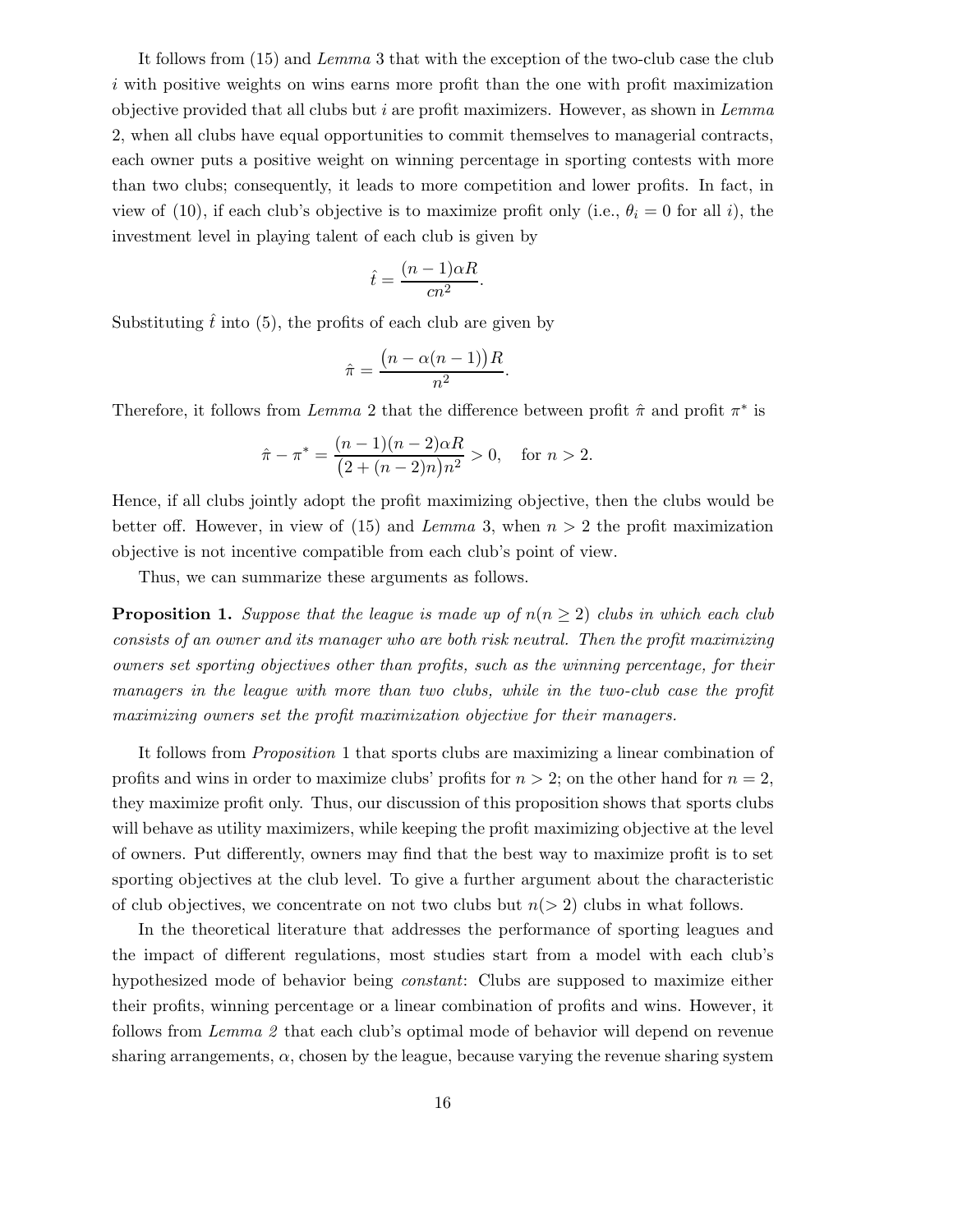It follows from (15) and *Lemma* 3 that with the exception of the two-club case the club $i$ with positive weights on wins earns more profit than the one with profit maximization objective provided that all clubs but $i$ are profit maximizers. However, as shown in *Lemma* 2, when all clubs have equal opportunities to commit themselves to managerial contracts, each owner puts a positive weight on winning percentage in sporting contests with more than two clubs; consequently, it leads to more competition and lower profits. In fact, in view of (10), if each club's objective is to maximize profit only (i.e., $\theta_i = 0$ for all $i$), the investment level in playing talent of each club is given by

$$\hat{t} = \frac{(n-1)\alpha R}{cn^2}.$$

Substituting $\hat{t}$ into (5), the profits of each club are given by

$$\hat{\pi} = \frac{\big(n - \alpha(n-1)\big)R}{n^2}.$$

Therefore, it follows from *Lemma* 2 that the difference between profit $\hat{\pi}$ and profit $\pi^*$ is

$$\hat{\pi} - \pi^* = \frac{(n-1)(n-2)\alpha R}{\big(2 + (n-2)n\big)n^2} > 0, \quad \text{for } n > 2.$$

Hence, if all clubs jointly adopt the profit maximizing objective, then the clubs would be better off. However, in view of (15) and *Lemma* 3, when $n > 2$ the profit maximization objective is not incentive compatible from each club's point of view.

Thus, we can summarize these arguments as follows.

**Proposition 1.** *Suppose that the league is made up of $n (n \geq 2)$ clubs in which each club consists of an owner and its manager who are both risk neutral. Then the profit maximizing owners set sporting objectives other than profits, such as the winning percentage, for their managers in the league with more than two clubs, while in the two-club case the profit maximizing owners set the profit maximization objective for their managers.*

It follows from *Proposition* 1 that sports clubs are maximizing a linear combination of profits and wins in order to maximize clubs' profits for $n > 2$; on the other hand for $n = 2$, they maximize profit only. Thus, our discussion of this proposition shows that sports clubs will behave as utility maximizers, while keeping the profit maximizing objective at the level of owners. Put differently, owners may find that the best way to maximize profit is to set sporting objectives at the club level. To give a further argument about the characteristic of club objectives, we concentrate on not two clubs but $n (> 2)$ clubs in what follows.

In the theoretical literature that addresses the performance of sporting leagues and the impact of different regulations, most studies start from a model with each club's hypothesized mode of behavior being *constant*: Clubs are supposed to maximize either their profits, winning percentage or a linear combination of profits and wins. However, it follows from *Lemma 2* that each club's optimal mode of behavior will depend on revenue sharing arrangements, $\alpha$, chosen by the league, because varying the revenue sharing system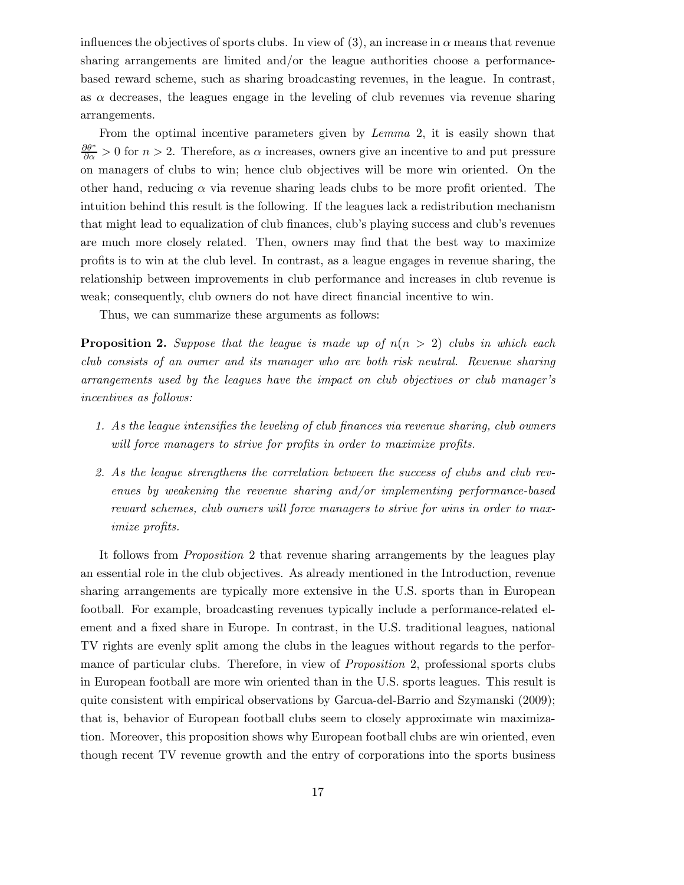influences the objectives of sports clubs. In view of (3), an increase in $\alpha$ means that revenue sharing arrangements are limited and/or the league authorities choose a performance-based reward scheme, such as sharing broadcasting revenues, in the league. In contrast, as $\alpha$ decreases, the leagues engage in the leveling of club revenues via revenue sharing arrangements.

From the optimal incentive parameters given by *Lemma* 2, it is easily shown that $\frac{\partial \theta^*}{\partial \alpha} > 0$ for $n > 2$. Therefore, as $\alpha$ increases, owners give an incentive to and put pressure on managers of clubs to win; hence club objectives will be more win oriented. On the other hand, reducing $\alpha$ via revenue sharing leads clubs to be more profit oriented. The intuition behind this result is the following. If the leagues lack a redistribution mechanism that might lead to equalization of club finances, club's playing success and club's revenues are much more closely related. Then, owners may find that the best way to maximize profits is to win at the club level. In contrast, as a league engages in revenue sharing, the relationship between improvements in club performance and increases in club revenue is weak; consequently, club owners do not have direct financial incentive to win.

Thus, we can summarize these arguments as follows:

**Proposition 2.** *Suppose that the league is made up of $n (n > 2)$ clubs in which each club consists of an owner and its manager who are both risk neutral. Revenue sharing arrangements used by the leagues have the impact on club objectives or club manager's incentives as follows:*

1. *As the league intensifies the leveling of club finances via revenue sharing, club owners will force managers to strive for profits in order to maximize profits.*
2. *As the league strengthens the correlation between the success of clubs and club revenues by weakening the revenue sharing and/or implementing performance-based reward schemes, club owners will force managers to strive for wins in order to maximize profits.*

It follows from *Proposition* 2 that revenue sharing arrangements by the leagues play an essential role in the club objectives. As already mentioned in the Introduction, revenue sharing arrangements are typically more extensive in the U.S. sports than in European football. For example, broadcasting revenues typically include a performance-related element and a fixed share in Europe. In contrast, in the U.S. traditional leagues, national TV rights are evenly split among the clubs in the leagues without regards to the performance of particular clubs. Therefore, in view of *Proposition* 2, professional sports clubs in European football are more win oriented than in the U.S. sports leagues. This result is quite consistent with empirical observations by Garcua-del-Barrio and Szymanski (2009); that is, behavior of European football clubs seem to closely approximate win maximization. Moreover, this proposition shows why European football clubs are win oriented, even though recent TV revenue growth and the entry of corporations into the sports business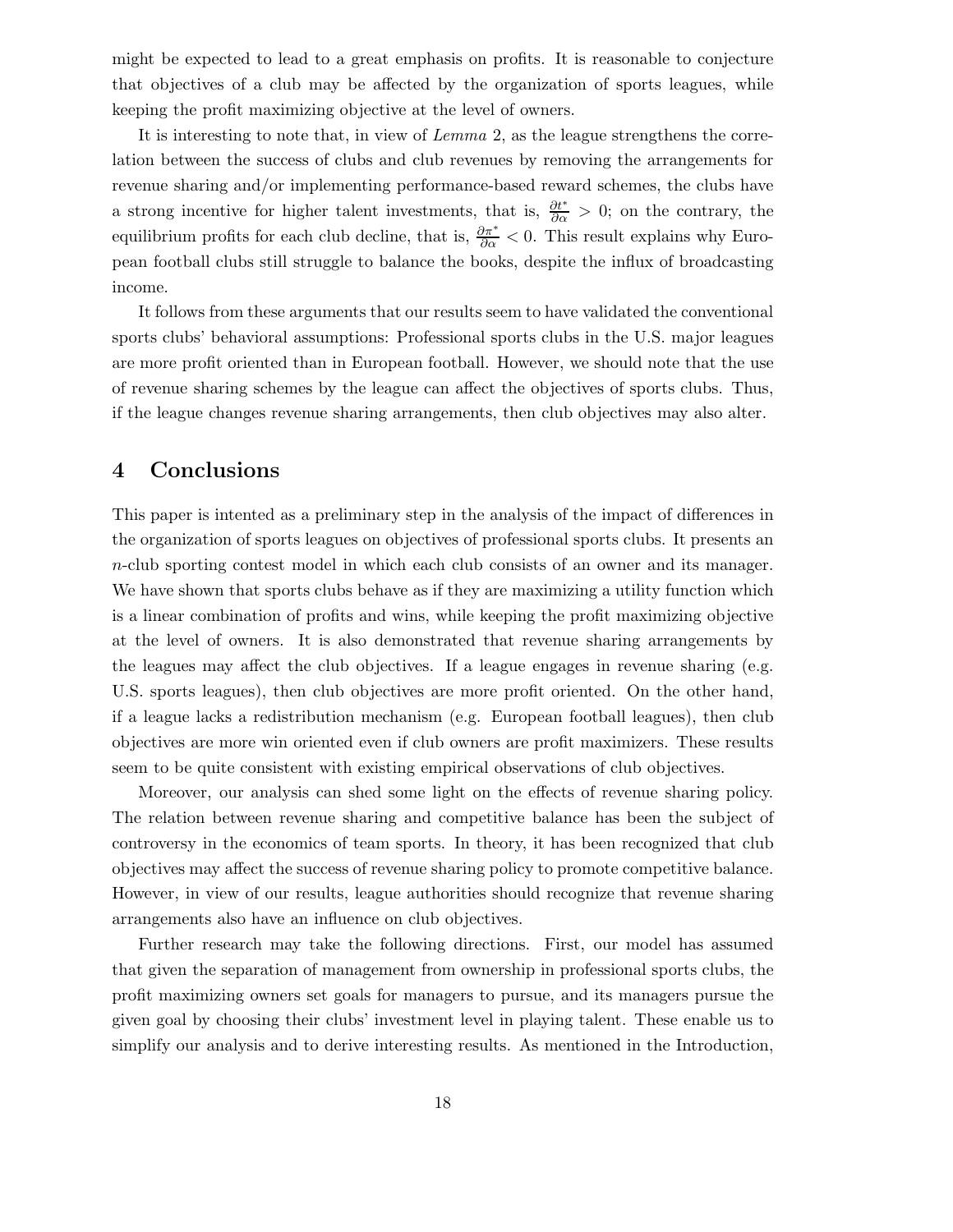might be expected to lead to a great emphasis on profits. It is reasonable to conjecture that objectives of a club may be affected by the organization of sports leagues, while keeping the profit maximizing objective at the level of owners.

It is interesting to note that, in view of *Lemma* 2, as the league strengthens the correlation between the success of clubs and club revenues by removing the arrangements for revenue sharing and/or implementing performance-based reward schemes, the clubs have a strong incentive for higher talent investments, that is, $\frac{\partial t^*}{\partial \alpha} > 0$; on the contrary, the equilibrium profits for each club decline, that is, $\frac{\partial \pi^*}{\partial \alpha} < 0$. This result explains why European football clubs still struggle to balance the books, despite the influx of broadcasting income.

It follows from these arguments that our results seem to have validated the conventional sports clubs' behavioral assumptions: Professional sports clubs in the U.S. major leagues are more profit oriented than in European football. However, we should note that the use of revenue sharing schemes by the league can affect the objectives of sports clubs. Thus, if the league changes revenue sharing arrangements, then club objectives may also alter.

## 4 Conclusions

This paper is intented as a preliminary step in the analysis of the impact of differences in the organization of sports leagues on objectives of professional sports clubs. It presents an $n$-club sporting contest model in which each club consists of an owner and its manager. We have shown that sports clubs behave as if they are maximizing a utility function which is a linear combination of profits and wins, while keeping the profit maximizing objective at the level of owners. It is also demonstrated that revenue sharing arrangements by the leagues may affect the club objectives. If a league engages in revenue sharing (e.g. U.S. sports leagues), then club objectives are more profit oriented. On the other hand, if a league lacks a redistribution mechanism (e.g. European football leagues), then club objectives are more win oriented even if club owners are profit maximizers. These results seem to be quite consistent with existing empirical observations of club objectives.

Moreover, our analysis can shed some light on the effects of revenue sharing policy. The relation between revenue sharing and competitive balance has been the subject of controversy in the economics of team sports. In theory, it has been recognized that club objectives may affect the success of revenue sharing policy to promote competitive balance. However, in view of our results, league authorities should recognize that revenue sharing arrangements also have an influence on club objectives.

Further research may take the following directions. First, our model has assumed that given the separation of management from ownership in professional sports clubs, the profit maximizing owners set goals for managers to pursue, and its managers pursue the given goal by choosing their clubs' investment level in playing talent. These enable us to simplify our analysis and to derive interesting results. As mentioned in the Introduction,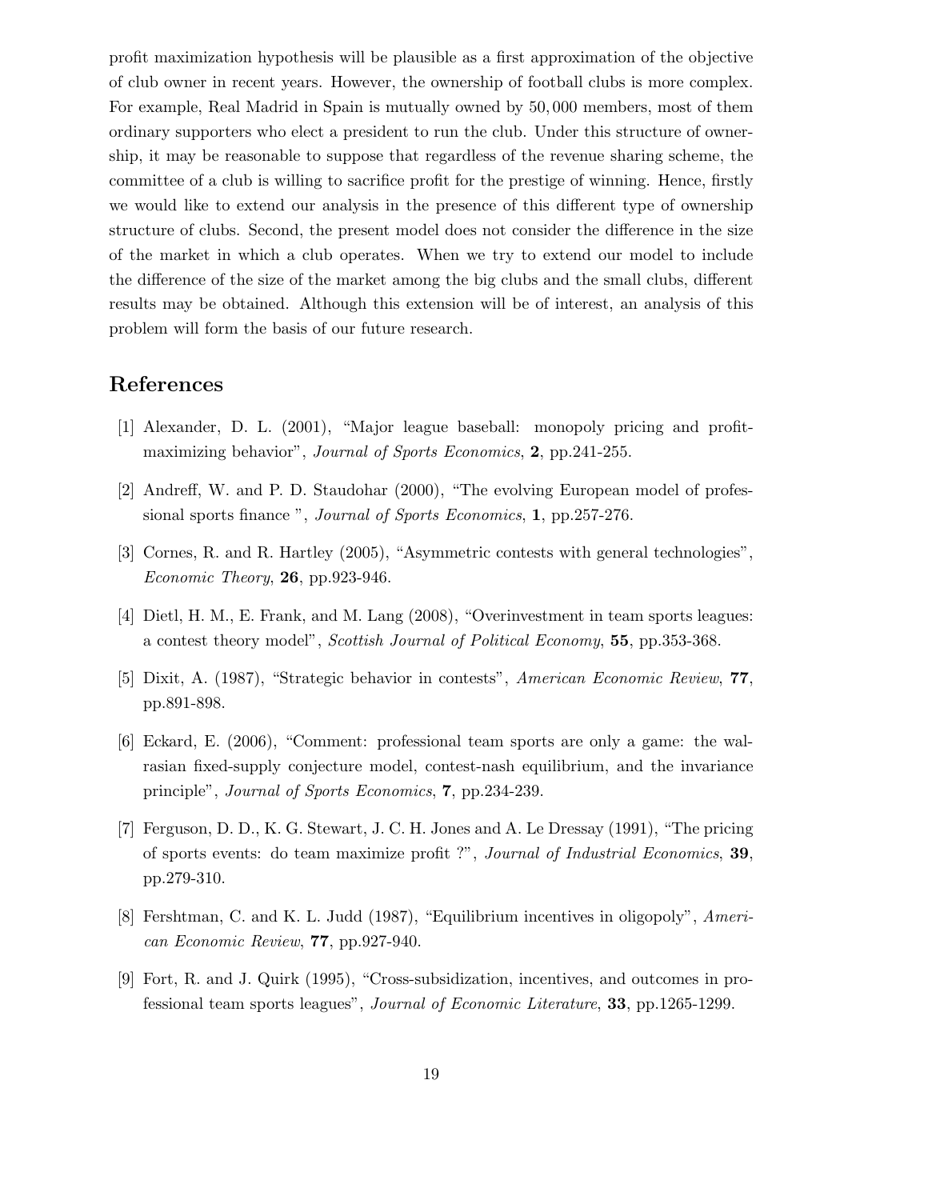profit maximization hypothesis will be plausible as a first approximation of the objective of club owner in recent years. However, the ownership of football clubs is more complex. For example, Real Madrid in Spain is mutually owned by $50,000$ members, most of them ordinary supporters who elect a president to run the club. Under this structure of ownership, it may be reasonable to suppose that regardless of the revenue sharing scheme, the committee of a club is willing to sacrifice profit for the prestige of winning. Hence, firstly we would like to extend our analysis in the presence of this different type of ownership structure of clubs. Second, the present model does not consider the difference in the size of the market in which a club operates. When we try to extend our model to include the difference of the size of the market among the big clubs and the small clubs, different results may be obtained. Although this extension will be of interest, an analysis of this problem will form the basis of our future research.

## References

[1] Alexander, D. L. (2001), "Major league baseball: monopoly pricing and profit-maximizing behavior", *Journal of Sports Economics*, **2**, pp.241-255.

[2] Andreff, W. and P. D. Staudohar (2000), "The evolving European model of professional sports finance ", *Journal of Sports Economics*, **1**, pp.257-276.

[3] Cornes, R. and R. Hartley (2005), "Asymmetric contests with general technologies", *Economic Theory*, **26**, pp.923-946.

[4] Dietl, H. M., E. Frank, and M. Lang (2008), "Overinvestment in team sports leagues: a contest theory model", *Scottish Journal of Political Economy*, **55**, pp.353-368.

[5] Dixit, A. (1987), "Strategic behavior in contests", *American Economic Review*, **77**, pp.891-898.

[6] Eckard, E. (2006), "Comment: professional team sports are only a game: the walrasian fixed-supply conjecture model, contest-nash equilibrium, and the invariance principle", *Journal of Sports Economics*, **7**, pp.234-239.

[7] Ferguson, D. D., K. G. Stewart, J. C. H. Jones and A. Le Dressay (1991), "The pricing of sports events: do team maximize profit ?", *Journal of Industrial Economics*, **39**, pp.279-310.

[8] Fershtman, C. and K. L. Judd (1987), "Equilibrium incentives in oligopoly", *American Economic Review*, **77**, pp.927-940.

[9] Fort, R. and J. Quirk (1995), "Cross-subsidization, incentives, and outcomes in professional team sports leagues", *Journal of Economic Literature*, **33**, pp.1265-1299.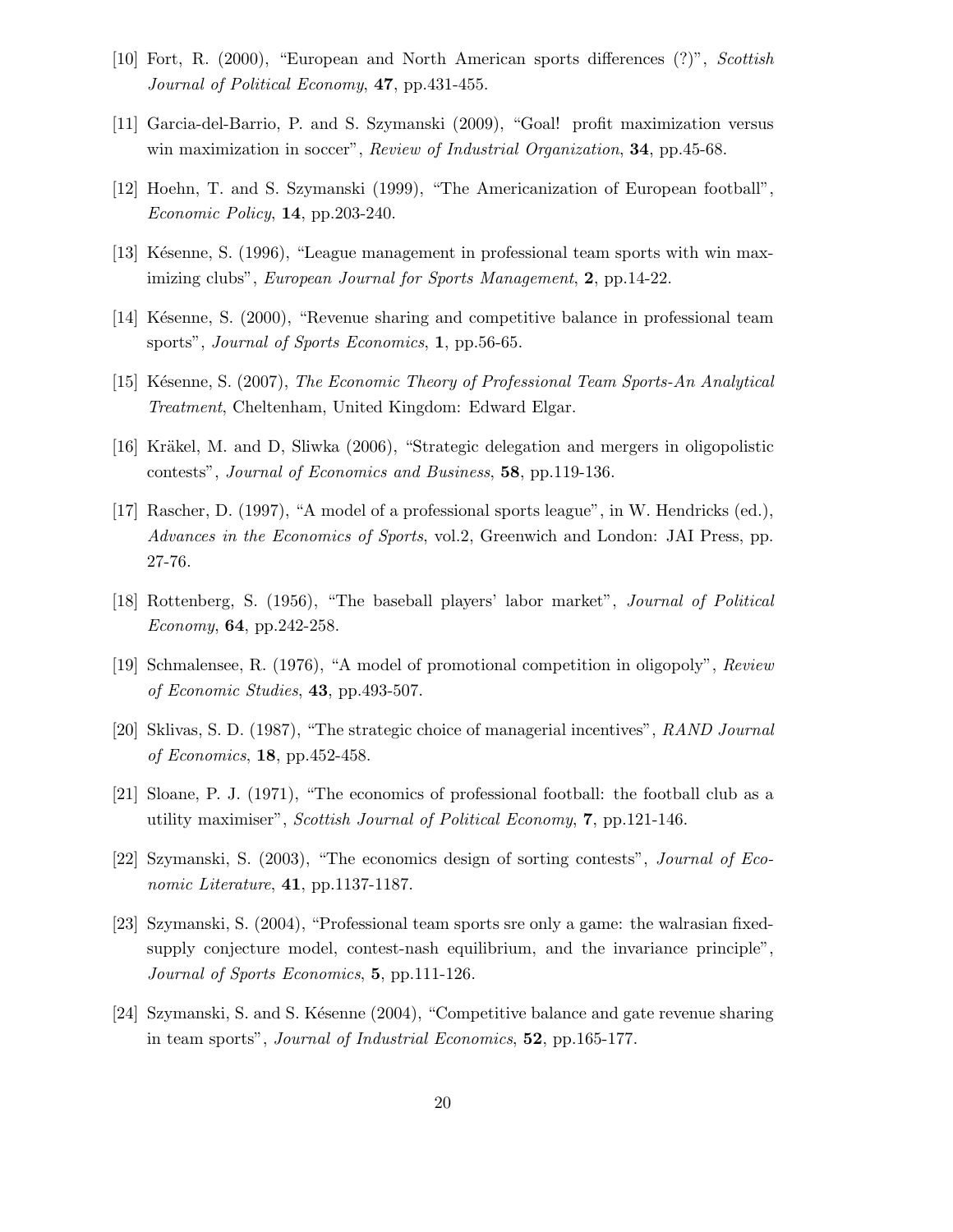[10] Fort, R. (2000), "European and North American sports differences (?)", *Scottish Journal of Political Economy*, **47**, pp.431-455.

[11] Garcia-del-Barrio, P. and S. Szymanski (2009), "Goal! profit maximization versus win maximization in soccer", *Review of Industrial Organization*, **34**, pp.45-68.

[12] Hoehn, T. and S. Szymanski (1999), "The Americanization of European football", *Economic Policy*, **14**, pp.203-240.

[13] Késenne, S. (1996), "League management in professional team sports with win maximizing clubs", *European Journal for Sports Management*, **2**, pp.14-22.

[14] Késenne, S. (2000), "Revenue sharing and competitive balance in professional team sports", *Journal of Sports Economics*, **1**, pp.56-65.

[15] Késenne, S. (2007), *The Economic Theory of Professional Team Sports-An Analytical Treatment*, Cheltenham, United Kingdom: Edward Elgar.

[16] Kräkel, M. and D, Sliwka (2006), "Strategic delegation and mergers in oligopolistic contests", *Journal of Economics and Business*, **58**, pp.119-136.

[17] Rascher, D. (1997), "A model of a professional sports league", in W. Hendricks (ed.), *Advances in the Economics of Sports*, vol.2, Greenwich and London: JAI Press, pp. 27-76.

[18] Rottenberg, S. (1956), "The baseball players' labor market", *Journal of Political Economy*, **64**, pp.242-258.

[19] Schmalensee, R. (1976), "A model of promotional competition in oligopoly", *Review of Economic Studies*, **43**, pp.493-507.

[20] Sklivas, S. D. (1987), "The strategic choice of managerial incentives", *RAND Journal of Economics*, **18**, pp.452-458.

[21] Sloane, P. J. (1971), "The economics of professional football: the football club as a utility maximiser", *Scottish Journal of Political Economy*, **7**, pp.121-146.

[22] Szymanski, S. (2003), "The economics design of sorting contests", *Journal of Economic Literature*, **41**, pp.1137-1187.

[23] Szymanski, S. (2004), "Professional team sports sre only a game: the walrasian fixed-supply conjecture model, contest-nash equilibrium, and the invariance principle", *Journal of Sports Economics*, **5**, pp.111-126.

[24] Szymanski, S. and S. Késenne (2004), "Competitive balance and gate revenue sharing in team sports", *Journal of Industrial Economics*, **52**, pp.165-177.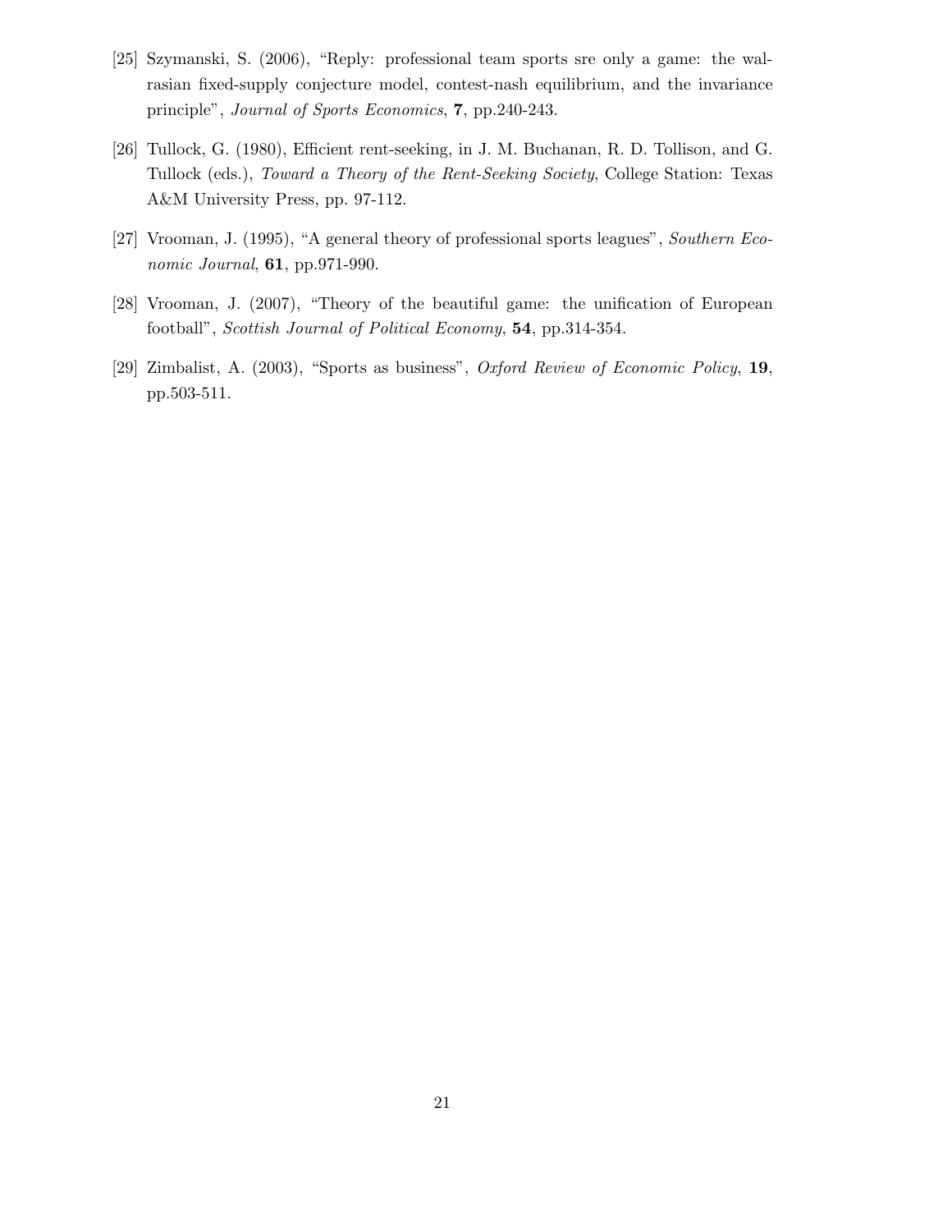[25] Szymanski, S. (2006), "Reply: professional team sports sre only a game: the walrasian fixed-supply conjecture model, contest-nash equilibrium, and the invariance principle", *Journal of Sports Economics*, **7**, pp.240-243.

[26] Tullock, G. (1980), Efficient rent-seeking, in J. M. Buchanan, R. D. Tollison, and G. Tullock (eds.), *Toward a Theory of the Rent-Seeking Society*, College Station: Texas A&M University Press, pp. 97-112.

[27] Vrooman, J. (1995), "A general theory of professional sports leagues", *Southern Economic Journal*, **61**, pp.971-990.

[28] Vrooman, J. (2007), "Theory of the beautiful game: the unification of European football", *Scottish Journal of Political Economy*, **54**, pp.314-354.

[29] Zimbalist, A. (2003), "Sports as business", *Oxford Review of Economic Policy*, **19**, pp.503-511.